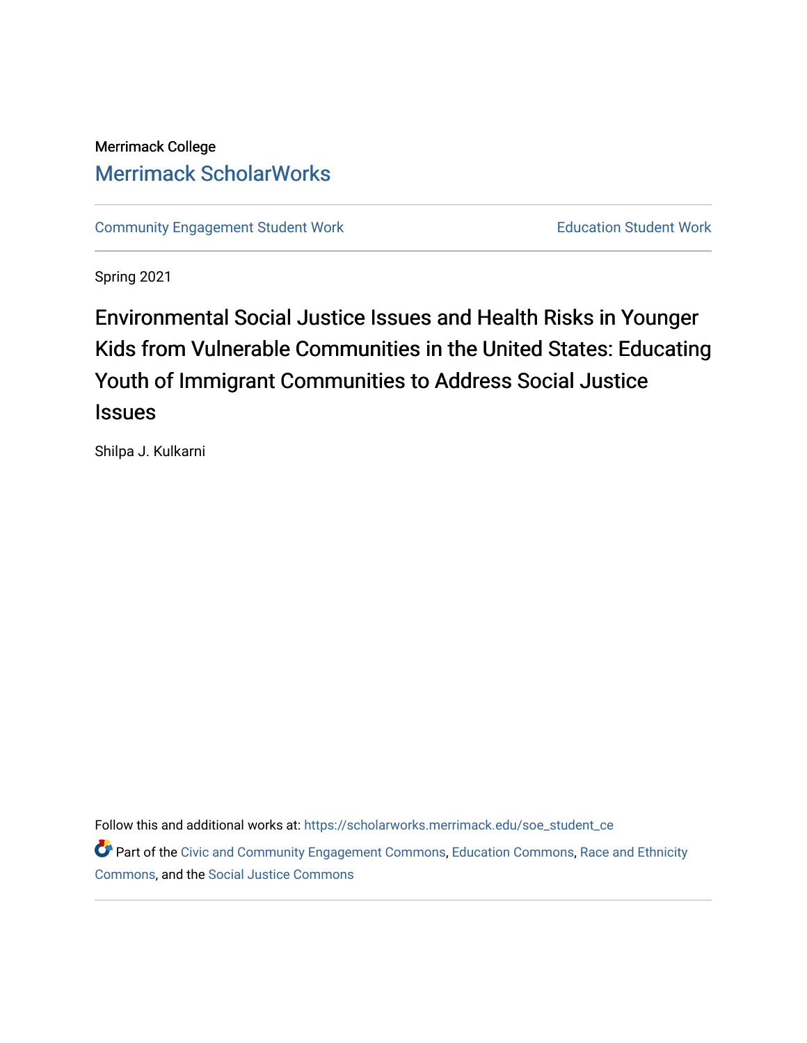Merrimack College

Merrimack ScholarWorks

Community Engagement Student Work

Education Student Work

Spring 2021

# Environmental Social Justice Issues and Health Risks in Younger Kids from Vulnerable Communities in the United States: Educating Youth of Immigrant Communities to Address Social Justice Issues

Shilpa J. Kulkarni

Follow this and additional works at: https://scholarworks.merrimack.edu/soe_student_ce

Part of the Civic and Community Engagement Commons, Education Commons, Race and Ethnicity Commons, and the Social Justice Commons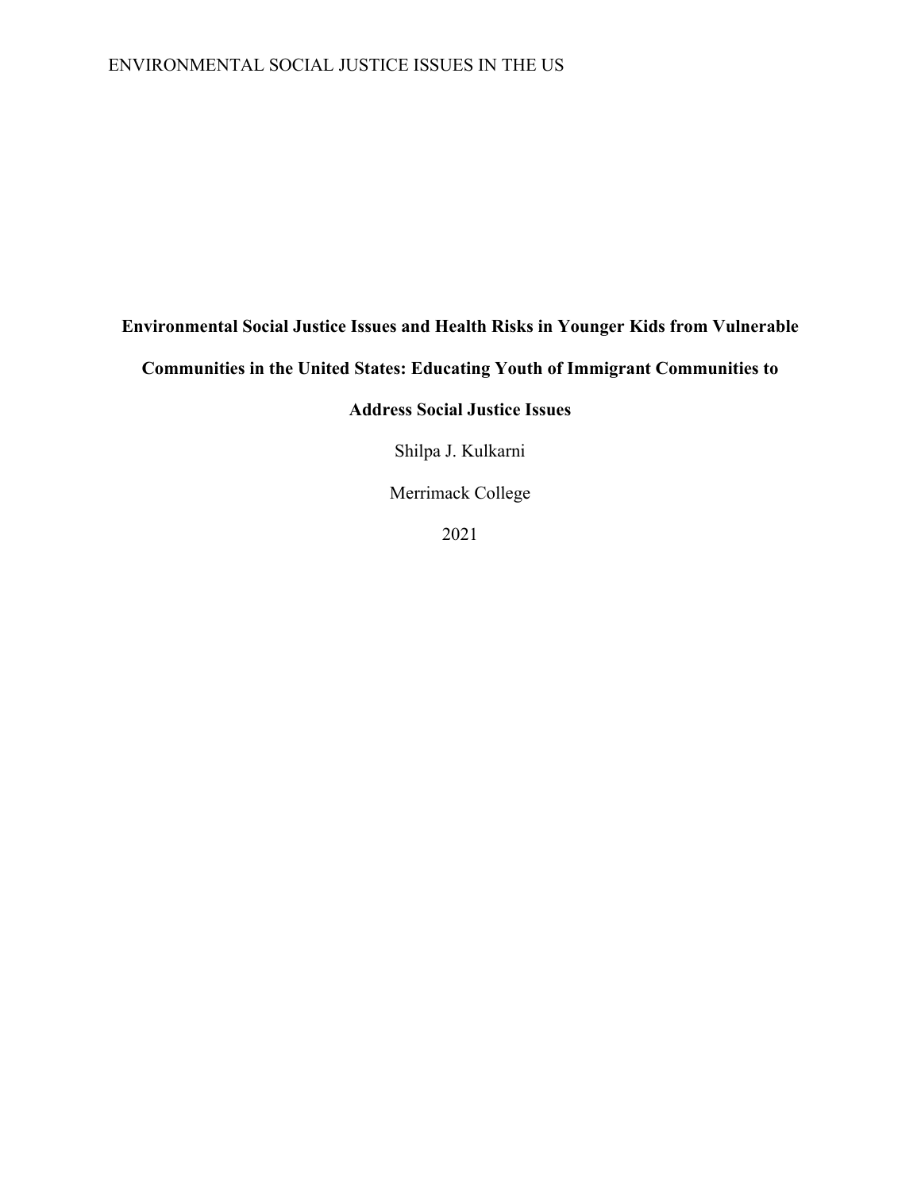# Environmental Social Justice Issues and Health Risks in Younger Kids from Vulnerable Communities in the United States: Educating Youth of Immigrant Communities to Address Social Justice Issues

Shilpa J. Kulkarni

Merrimack College

2021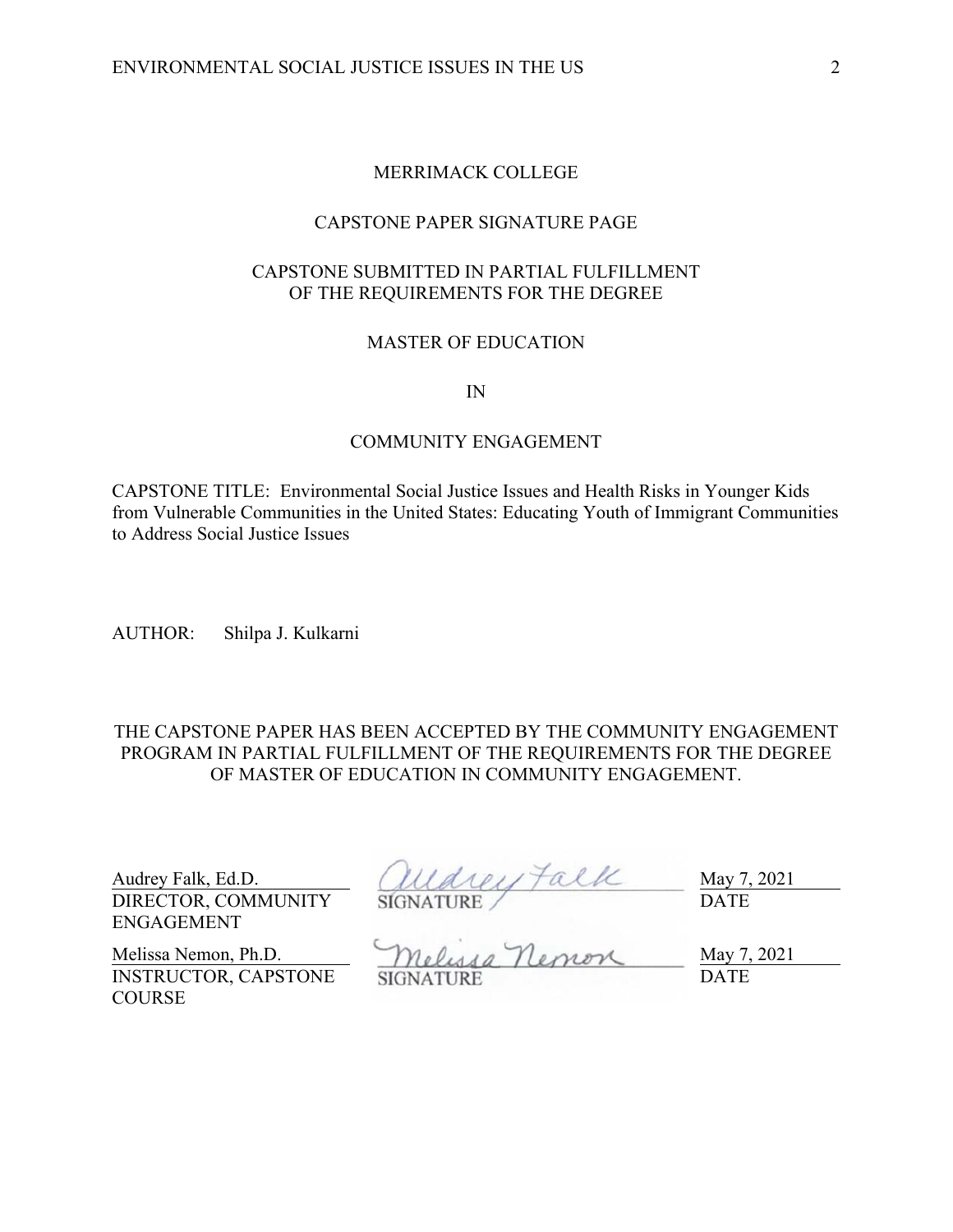MERRIMACK COLLEGE

CAPSTONE PAPER SIGNATURE PAGE

CAPSTONE SUBMITTED IN PARTIAL FULFILLMENT OF THE REQUIREMENTS FOR THE DEGREE

MASTER OF EDUCATION

IN

COMMUNITY ENGAGEMENT

CAPSTONE TITLE: Environmental Social Justice Issues and Health Risks in Younger Kids from Vulnerable Communities in the United States: Educating Youth of Immigrant Communities to Address Social Justice Issues

AUTHOR: Shilpa J. Kulkarni

THE CAPSTONE PAPER HAS BEEN ACCEPTED BY THE COMMUNITY ENGAGEMENT PROGRAM IN PARTIAL FULFILLMENT OF THE REQUIREMENTS FOR THE DEGREE OF MASTER OF EDUCATION IN COMMUNITY ENGAGEMENT.

| | | |
|---|---|---|
| Audrey Falk, Ed.D.<br>DIRECTOR, COMMUNITY ENGAGEMENT | Audrey Falk<br>SIGNATURE | May 7, 2021<br>DATE |
| Melissa Nemon, Ph.D.<br>INSTRUCTOR, CAPSTONE COURSE | Melissa Nemon<br>SIGNATURE | May 7, 2021<br>DATE |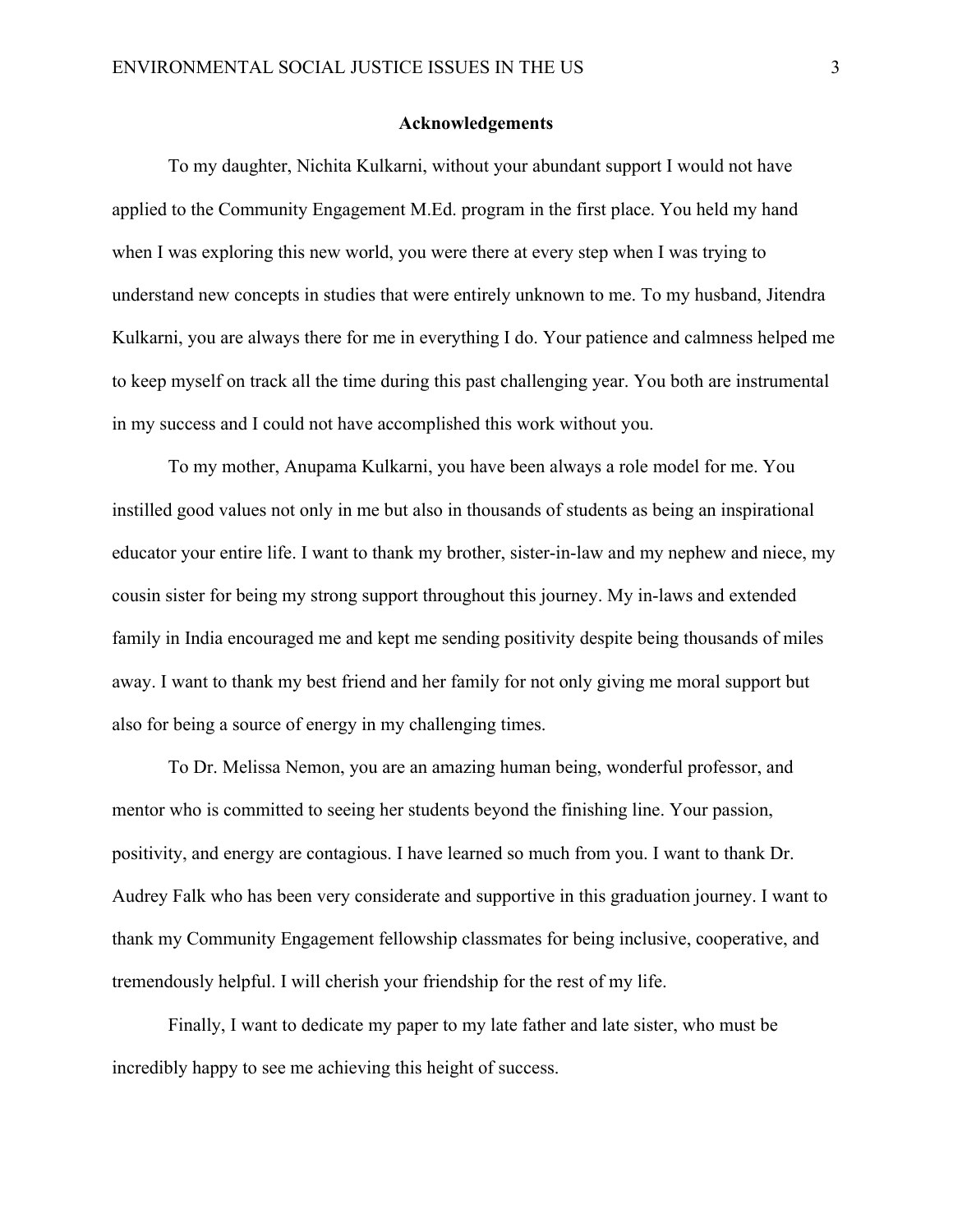## Acknowledgements

To my daughter, Nichita Kulkarni, without your abundant support I would not have applied to the Community Engagement M.Ed. program in the first place. You held my hand when I was exploring this new world, you were there at every step when I was trying to understand new concepts in studies that were entirely unknown to me. To my husband, Jitendra Kulkarni, you are always there for me in everything I do. Your patience and calmness helped me to keep myself on track all the time during this past challenging year. You both are instrumental in my success and I could not have accomplished this work without you.

To my mother, Anupama Kulkarni, you have been always a role model for me. You instilled good values not only in me but also in thousands of students as being an inspirational educator your entire life. I want to thank my brother, sister-in-law and my nephew and niece, my cousin sister for being my strong support throughout this journey. My in-laws and extended family in India encouraged me and kept me sending positivity despite being thousands of miles away. I want to thank my best friend and her family for not only giving me moral support but also for being a source of energy in my challenging times.

To Dr. Melissa Nemon, you are an amazing human being, wonderful professor, and mentor who is committed to seeing her students beyond the finishing line. Your passion, positivity, and energy are contagious. I have learned so much from you. I want to thank Dr. Audrey Falk who has been very considerate and supportive in this graduation journey. I want to thank my Community Engagement fellowship classmates for being inclusive, cooperative, and tremendously helpful. I will cherish your friendship for the rest of my life.

Finally, I want to dedicate my paper to my late father and late sister, who must be incredibly happy to see me achieving this height of success.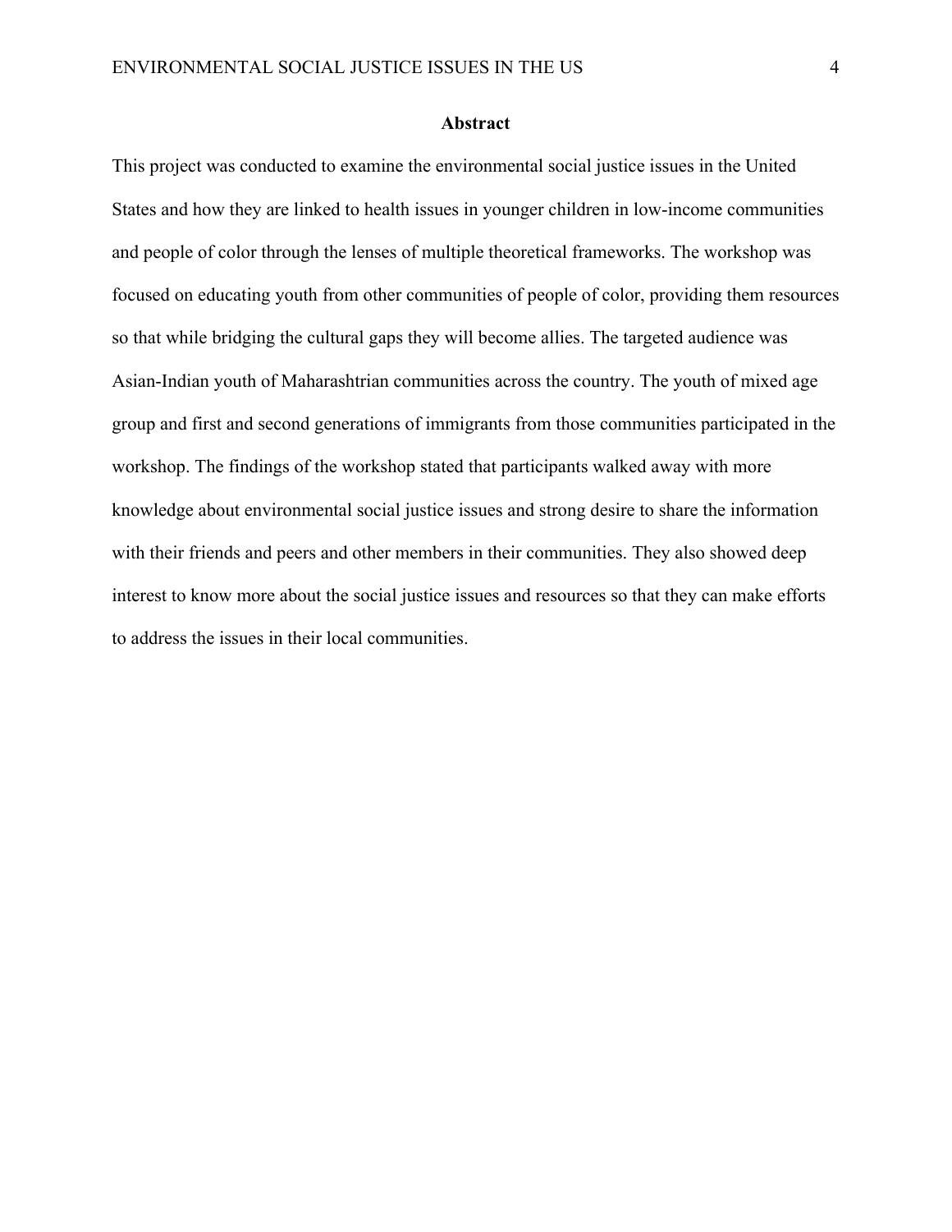## Abstract

This project was conducted to examine the environmental social justice issues in the United States and how they are linked to health issues in younger children in low-income communities and people of color through the lenses of multiple theoretical frameworks. The workshop was focused on educating youth from other communities of people of color, providing them resources so that while bridging the cultural gaps they will become allies. The targeted audience was Asian-Indian youth of Maharashtrian communities across the country. The youth of mixed age group and first and second generations of immigrants from those communities participated in the workshop. The findings of the workshop stated that participants walked away with more knowledge about environmental social justice issues and strong desire to share the information with their friends and peers and other members in their communities. They also showed deep interest to know more about the social justice issues and resources so that they can make efforts to address the issues in their local communities.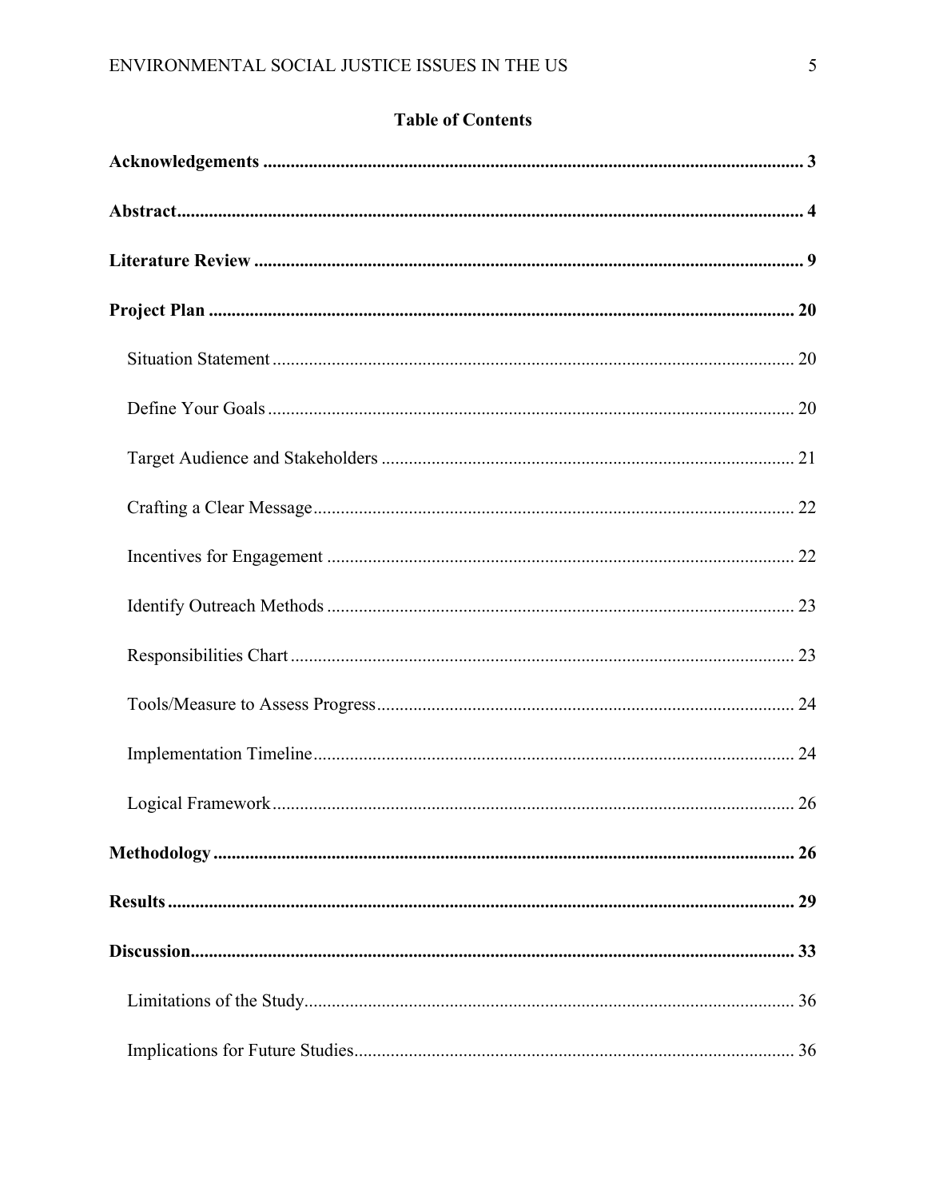## Table of Contents

**Acknowledgements** ........................................................................................................................ 3

**Abstract** .......................................................................................................................................... 4

**Literature Review** ......................................................................................................................... 9

**Project Plan** .................................................................................................................................. 20

Situation Statement .................................................................................................................. 20

Define Your Goals .................................................................................................................... 20

Target Audience and Stakeholders .......................................................................................... 21

Crafting a Clear Message ......................................................................................................... 22

Incentives for Engagement ...................................................................................................... 22

Identify Outreach Methods ...................................................................................................... 23

Responsibilities Chart .............................................................................................................. 23

Tools/Measure to Assess Progress ........................................................................................... 24

Implementation Timeline ......................................................................................................... 24

Logical Framework .................................................................................................................. 26

**Methodology** ................................................................................................................................ 26

**Results** .......................................................................................................................................... 29

**Discussion** .................................................................................................................................... 33

Limitations of the Study ........................................................................................................... 36

Implications for Future Studies ................................................................................................ 36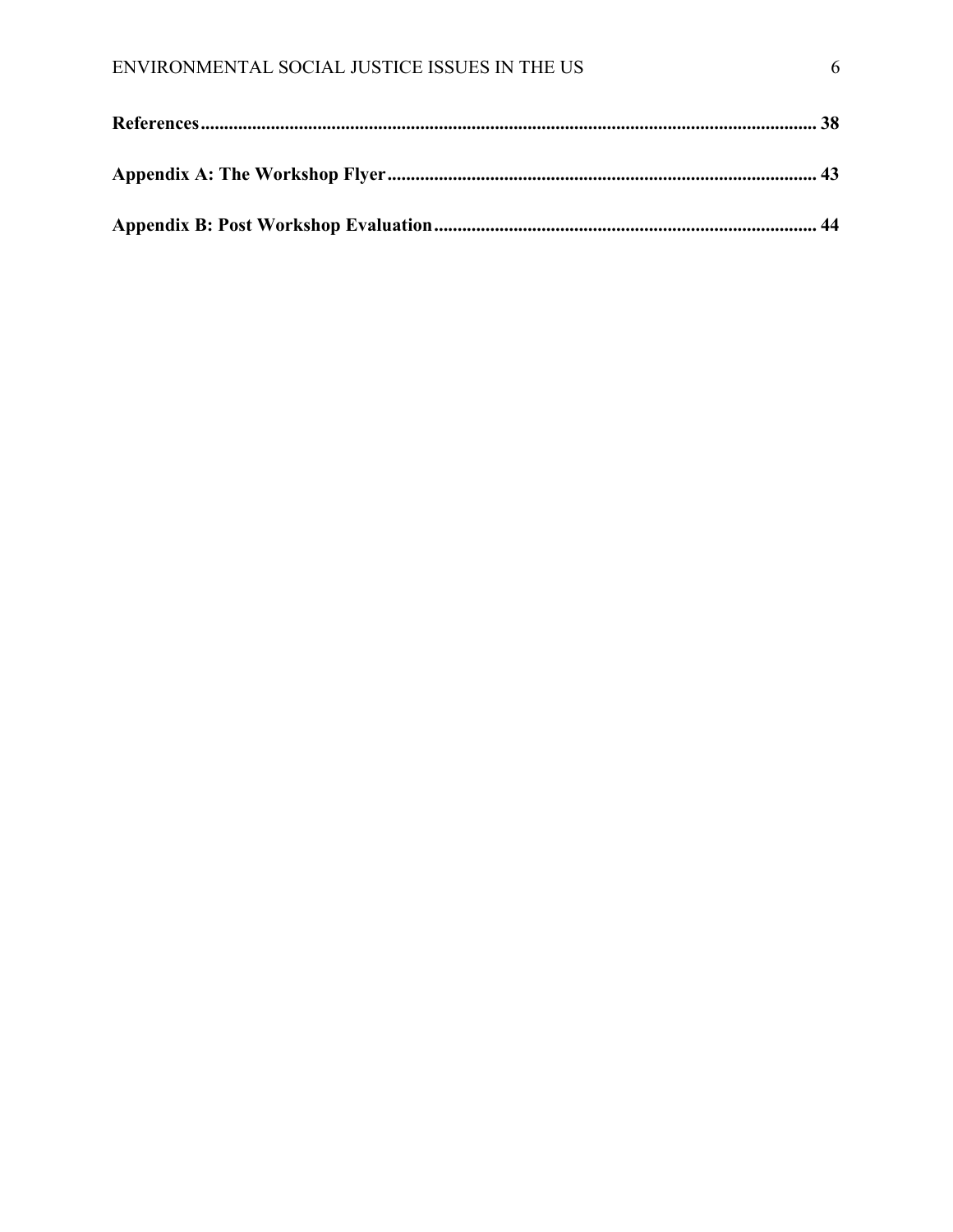**References ........................................................................................................................ 38**

**Appendix A: The Workshop Flyer ........................................................................................ 43**

**Appendix B: Post Workshop Evaluation ............................................................................. 44**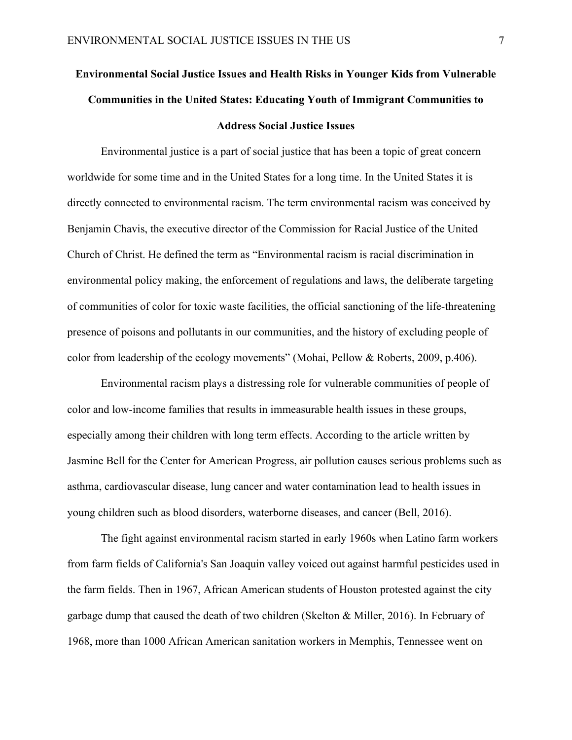# Environmental Social Justice Issues and Health Risks in Younger Kids from Vulnerable Communities in the United States: Educating Youth of Immigrant Communities to Address Social Justice Issues

Environmental justice is a part of social justice that has been a topic of great concern worldwide for some time and in the United States for a long time. In the United States it is directly connected to environmental racism. The term environmental racism was conceived by Benjamin Chavis, the executive director of the Commission for Racial Justice of the United Church of Christ. He defined the term as "Environmental racism is racial discrimination in environmental policy making, the enforcement of regulations and laws, the deliberate targeting of communities of color for toxic waste facilities, the official sanctioning of the life-threatening presence of poisons and pollutants in our communities, and the history of excluding people of color from leadership of the ecology movements" (Mohai, Pellow & Roberts, 2009, p.406).

Environmental racism plays a distressing role for vulnerable communities of people of color and low-income families that results in immeasurable health issues in these groups, especially among their children with long term effects. According to the article written by Jasmine Bell for the Center for American Progress, air pollution causes serious problems such as asthma, cardiovascular disease, lung cancer and water contamination lead to health issues in young children such as blood disorders, waterborne diseases, and cancer (Bell, 2016).

The fight against environmental racism started in early 1960s when Latino farm workers from farm fields of California's San Joaquin valley voiced out against harmful pesticides used in the farm fields. Then in 1967, African American students of Houston protested against the city garbage dump that caused the death of two children (Skelton & Miller, 2016). In February of 1968, more than 1000 African American sanitation workers in Memphis, Tennessee went on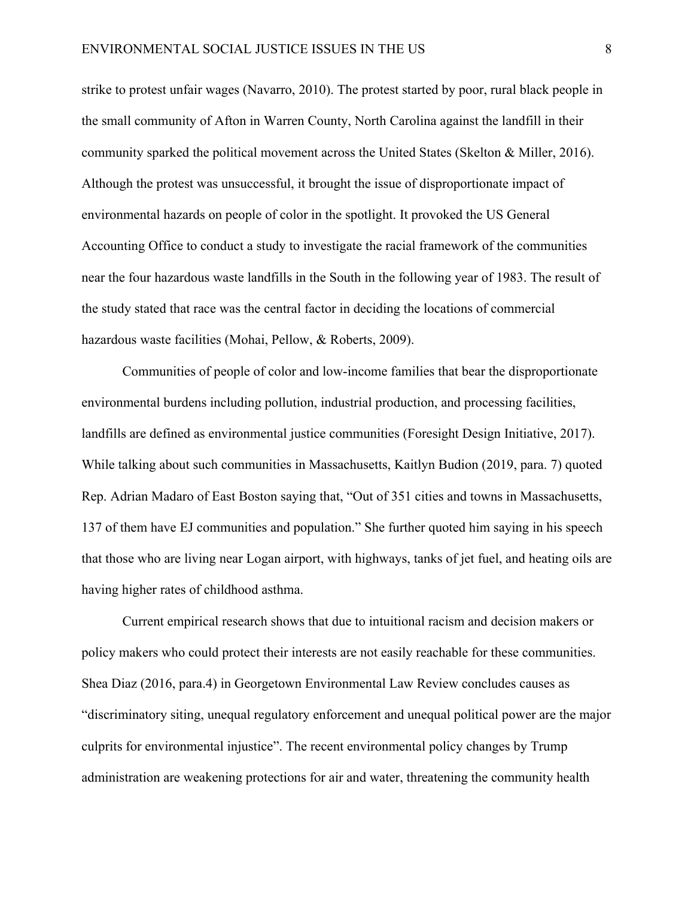strike to protest unfair wages (Navarro, 2010). The protest started by poor, rural black people in the small community of Afton in Warren County, North Carolina against the landfill in their community sparked the political movement across the United States (Skelton & Miller, 2016). Although the protest was unsuccessful, it brought the issue of disproportionate impact of environmental hazards on people of color in the spotlight. It provoked the US General Accounting Office to conduct a study to investigate the racial framework of the communities near the four hazardous waste landfills in the South in the following year of 1983. The result of the study stated that race was the central factor in deciding the locations of commercial hazardous waste facilities (Mohai, Pellow, & Roberts, 2009).

Communities of people of color and low-income families that bear the disproportionate environmental burdens including pollution, industrial production, and processing facilities, landfills are defined as environmental justice communities (Foresight Design Initiative, 2017). While talking about such communities in Massachusetts, Kaitlyn Budion (2019, para. 7) quoted Rep. Adrian Madaro of East Boston saying that, "Out of 351 cities and towns in Massachusetts, 137 of them have EJ communities and population." She further quoted him saying in his speech that those who are living near Logan airport, with highways, tanks of jet fuel, and heating oils are having higher rates of childhood asthma.

Current empirical research shows that due to intuitional racism and decision makers or policy makers who could protect their interests are not easily reachable for these communities. Shea Diaz (2016, para.4) in Georgetown Environmental Law Review concludes causes as "discriminatory siting, unequal regulatory enforcement and unequal political power are the major culprits for environmental injustice". The recent environmental policy changes by Trump administration are weakening protections for air and water, threatening the community health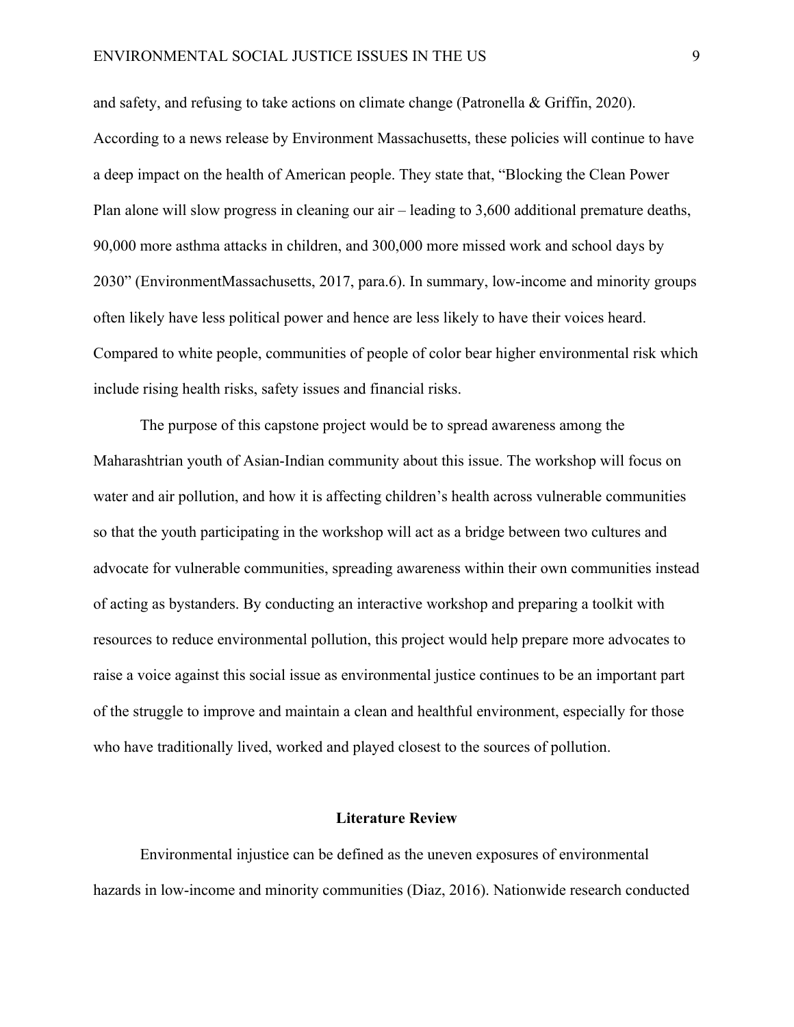and safety, and refusing to take actions on climate change (Patronella & Griffin, 2020). According to a news release by Environment Massachusetts, these policies will continue to have a deep impact on the health of American people. They state that, "Blocking the Clean Power Plan alone will slow progress in cleaning our air – leading to 3,600 additional premature deaths, 90,000 more asthma attacks in children, and 300,000 more missed work and school days by 2030" (EnvironmentMassachusetts, 2017, para.6). In summary, low-income and minority groups often likely have less political power and hence are less likely to have their voices heard. Compared to white people, communities of people of color bear higher environmental risk which include rising health risks, safety issues and financial risks.

The purpose of this capstone project would be to spread awareness among the Maharashtrian youth of Asian-Indian community about this issue. The workshop will focus on water and air pollution, and how it is affecting children's health across vulnerable communities so that the youth participating in the workshop will act as a bridge between two cultures and advocate for vulnerable communities, spreading awareness within their own communities instead of acting as bystanders. By conducting an interactive workshop and preparing a toolkit with resources to reduce environmental pollution, this project would help prepare more advocates to raise a voice against this social issue as environmental justice continues to be an important part of the struggle to improve and maintain a clean and healthful environment, especially for those who have traditionally lived, worked and played closest to the sources of pollution.

## Literature Review

Environmental injustice can be defined as the uneven exposures of environmental hazards in low-income and minority communities (Diaz, 2016). Nationwide research conducted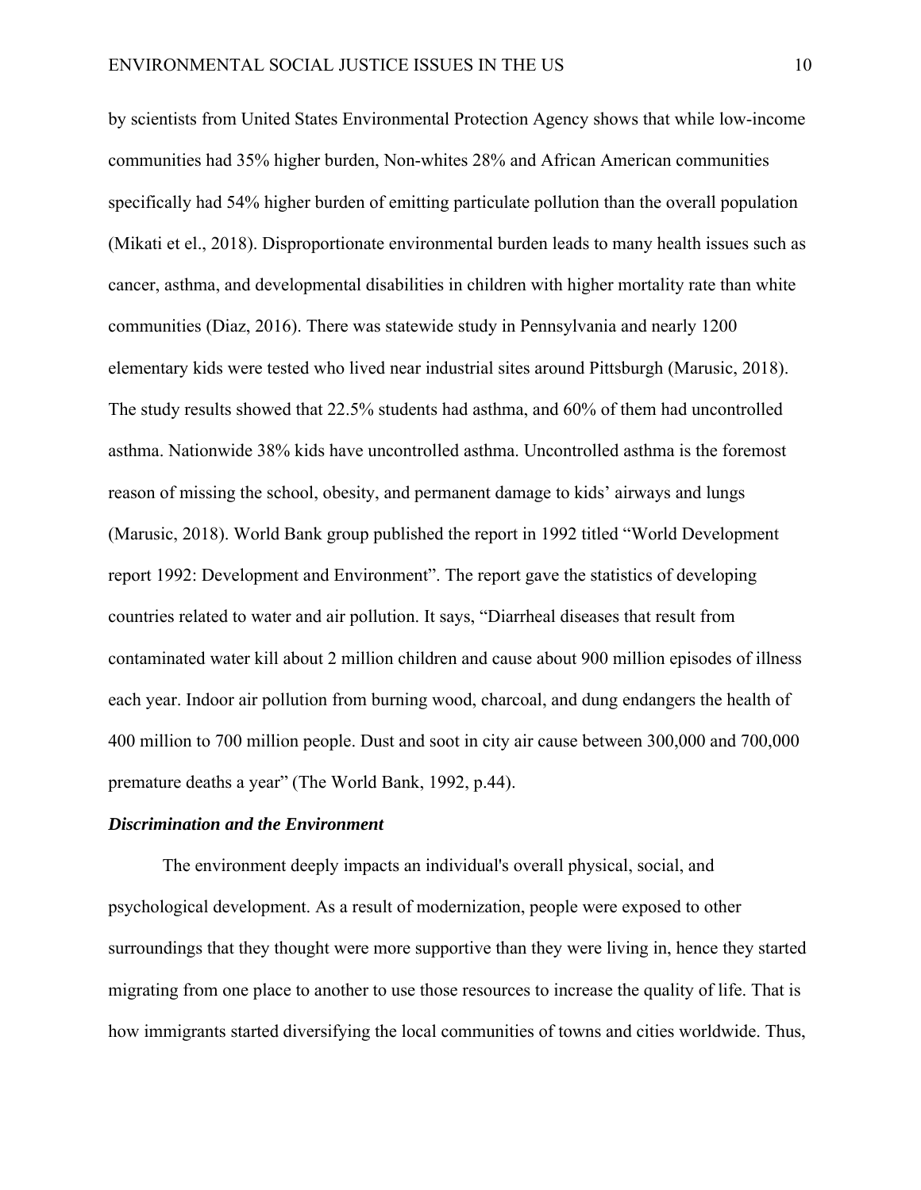by scientists from United States Environmental Protection Agency shows that while low-income communities had 35% higher burden, Non-whites 28% and African American communities specifically had 54% higher burden of emitting particulate pollution than the overall population (Mikati et el., 2018). Disproportionate environmental burden leads to many health issues such as cancer, asthma, and developmental disabilities in children with higher mortality rate than white communities (Diaz, 2016). There was statewide study in Pennsylvania and nearly 1200 elementary kids were tested who lived near industrial sites around Pittsburgh (Marusic, 2018). The study results showed that 22.5% students had asthma, and 60% of them had uncontrolled asthma. Nationwide 38% kids have uncontrolled asthma. Uncontrolled asthma is the foremost reason of missing the school, obesity, and permanent damage to kids' airways and lungs (Marusic, 2018). World Bank group published the report in 1992 titled "World Development report 1992: Development and Environment". The report gave the statistics of developing countries related to water and air pollution. It says, "Diarrheal diseases that result from contaminated water kill about 2 million children and cause about 900 million episodes of illness each year. Indoor air pollution from burning wood, charcoal, and dung endangers the health of 400 million to 700 million people. Dust and soot in city air cause between 300,000 and 700,000 premature deaths a year" (The World Bank, 1992, p.44).

***Discrimination and the Environment***

The environment deeply impacts an individual's overall physical, social, and psychological development. As a result of modernization, people were exposed to other surroundings that they thought were more supportive than they were living in, hence they started migrating from one place to another to use those resources to increase the quality of life. That is how immigrants started diversifying the local communities of towns and cities worldwide. Thus,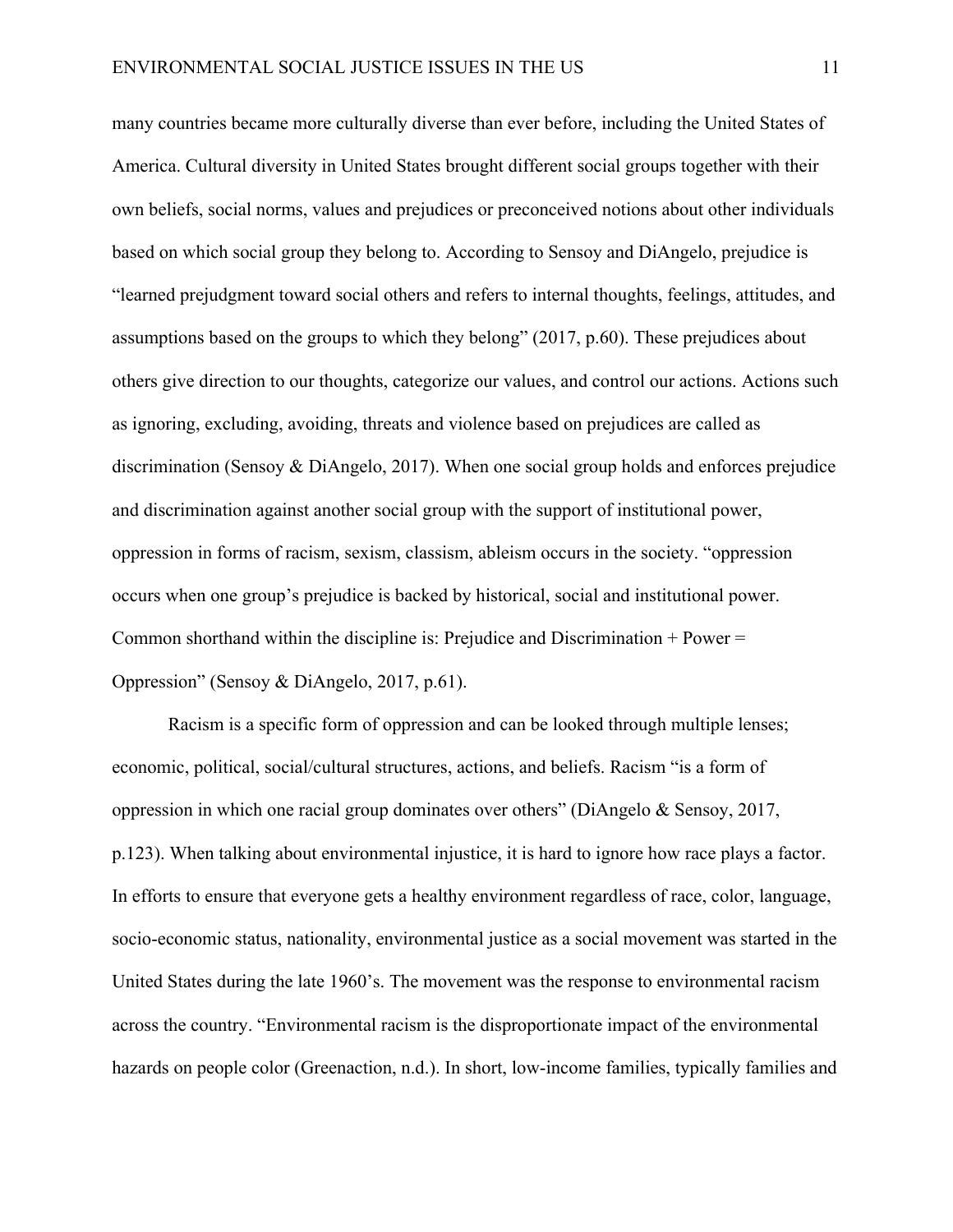many countries became more culturally diverse than ever before, including the United States of America. Cultural diversity in United States brought different social groups together with their own beliefs, social norms, values and prejudices or preconceived notions about other individuals based on which social group they belong to. According to Sensoy and DiAngelo, prejudice is "learned prejudgment toward social others and refers to internal thoughts, feelings, attitudes, and assumptions based on the groups to which they belong" (2017, p.60). These prejudices about others give direction to our thoughts, categorize our values, and control our actions. Actions such as ignoring, excluding, avoiding, threats and violence based on prejudices are called as discrimination (Sensoy & DiAngelo, 2017). When one social group holds and enforces prejudice and discrimination against another social group with the support of institutional power, oppression in forms of racism, sexism, classism, ableism occurs in the society. "oppression occurs when one group's prejudice is backed by historical, social and institutional power. Common shorthand within the discipline is: Prejudice and Discrimination + Power = Oppression" (Sensoy & DiAngelo, 2017, p.61).

Racism is a specific form of oppression and can be looked through multiple lenses; economic, political, social/cultural structures, actions, and beliefs. Racism "is a form of oppression in which one racial group dominates over others" (DiAngelo & Sensoy, 2017, p.123). When talking about environmental injustice, it is hard to ignore how race plays a factor. In efforts to ensure that everyone gets a healthy environment regardless of race, color, language, socio-economic status, nationality, environmental justice as a social movement was started in the United States during the late 1960's. The movement was the response to environmental racism across the country. "Environmental racism is the disproportionate impact of the environmental hazards on people color (Greenaction, n.d.). In short, low-income families, typically families and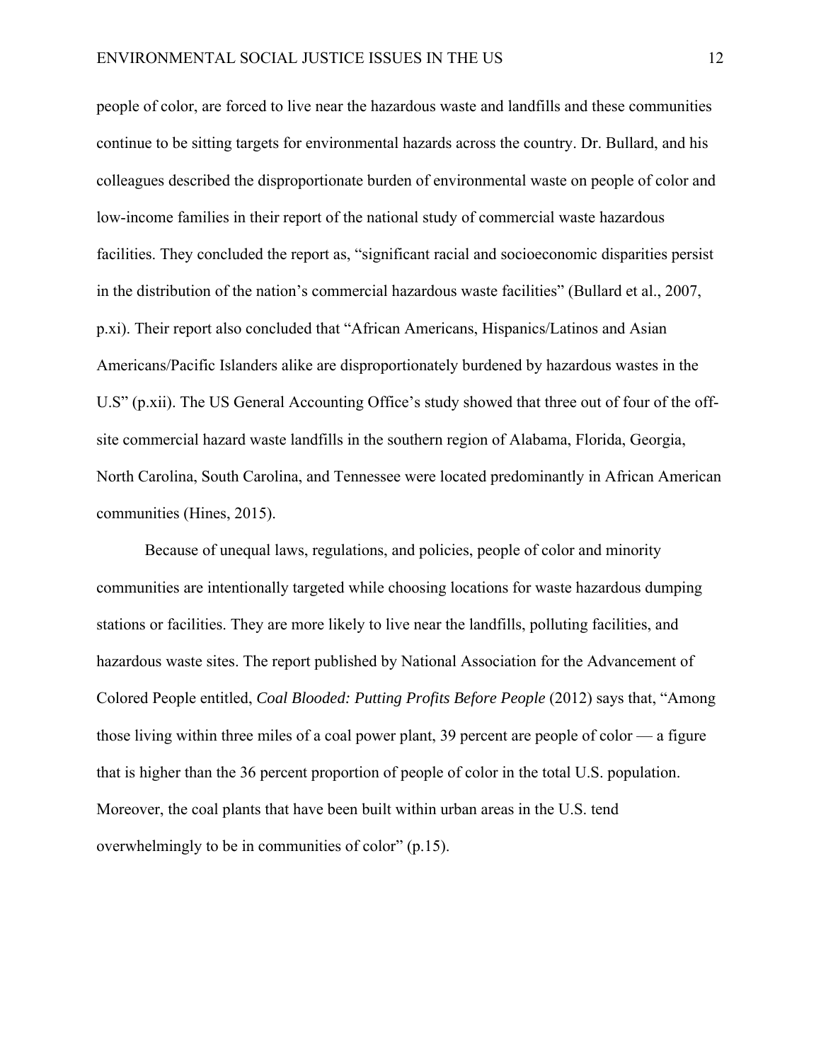people of color, are forced to live near the hazardous waste and landfills and these communities continue to be sitting targets for environmental hazards across the country. Dr. Bullard, and his colleagues described the disproportionate burden of environmental waste on people of color and low-income families in their report of the national study of commercial waste hazardous facilities. They concluded the report as, "significant racial and socioeconomic disparities persist in the distribution of the nation's commercial hazardous waste facilities" (Bullard et al., 2007, p.xi). Their report also concluded that "African Americans, Hispanics/Latinos and Asian Americans/Pacific Islanders alike are disproportionately burdened by hazardous wastes in the U.S" (p.xii). The US General Accounting Office's study showed that three out of four of the off-site commercial hazard waste landfills in the southern region of Alabama, Florida, Georgia, North Carolina, South Carolina, and Tennessee were located predominantly in African American communities (Hines, 2015).

Because of unequal laws, regulations, and policies, people of color and minority communities are intentionally targeted while choosing locations for waste hazardous dumping stations or facilities. They are more likely to live near the landfills, polluting facilities, and hazardous waste sites. The report published by National Association for the Advancement of Colored People entitled, *Coal Blooded: Putting Profits Before People* (2012) says that, "Among those living within three miles of a coal power plant, 39 percent are people of color — a figure that is higher than the 36 percent proportion of people of color in the total U.S. population. Moreover, the coal plants that have been built within urban areas in the U.S. tend overwhelmingly to be in communities of color" (p.15).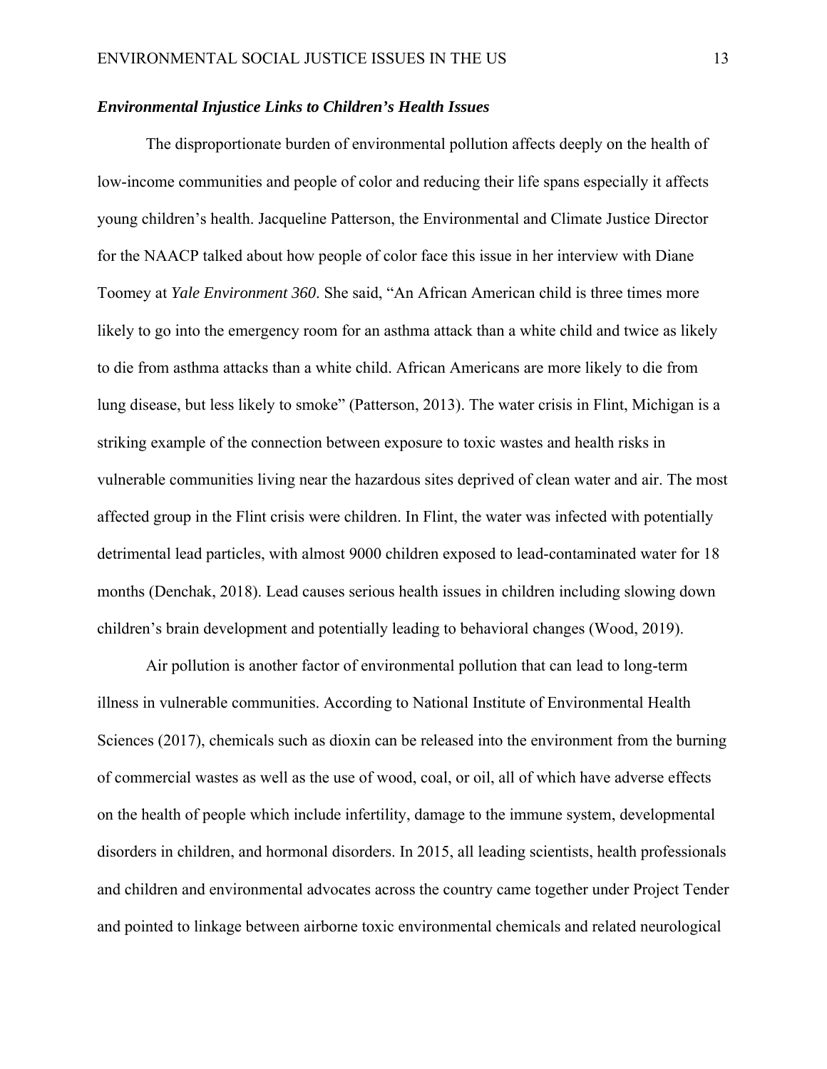### ***Environmental Injustice Links to Children's Health Issues***

The disproportionate burden of environmental pollution affects deeply on the health of low-income communities and people of color and reducing their life spans especially it affects young children's health. Jacqueline Patterson, the Environmental and Climate Justice Director for the NAACP talked about how people of color face this issue in her interview with Diane Toomey at *Yale Environment 360*. She said, "An African American child is three times more likely to go into the emergency room for an asthma attack than a white child and twice as likely to die from asthma attacks than a white child. African Americans are more likely to die from lung disease, but less likely to smoke" (Patterson, 2013). The water crisis in Flint, Michigan is a striking example of the connection between exposure to toxic wastes and health risks in vulnerable communities living near the hazardous sites deprived of clean water and air. The most affected group in the Flint crisis were children. In Flint, the water was infected with potentially detrimental lead particles, with almost 9000 children exposed to lead-contaminated water for 18 months (Denchak, 2018). Lead causes serious health issues in children including slowing down children's brain development and potentially leading to behavioral changes (Wood, 2019).

Air pollution is another factor of environmental pollution that can lead to long-term illness in vulnerable communities. According to National Institute of Environmental Health Sciences (2017), chemicals such as dioxin can be released into the environment from the burning of commercial wastes as well as the use of wood, coal, or oil, all of which have adverse effects on the health of people which include infertility, damage to the immune system, developmental disorders in children, and hormonal disorders. In 2015, all leading scientists, health professionals and children and environmental advocates across the country came together under Project Tender and pointed to linkage between airborne toxic environmental chemicals and related neurological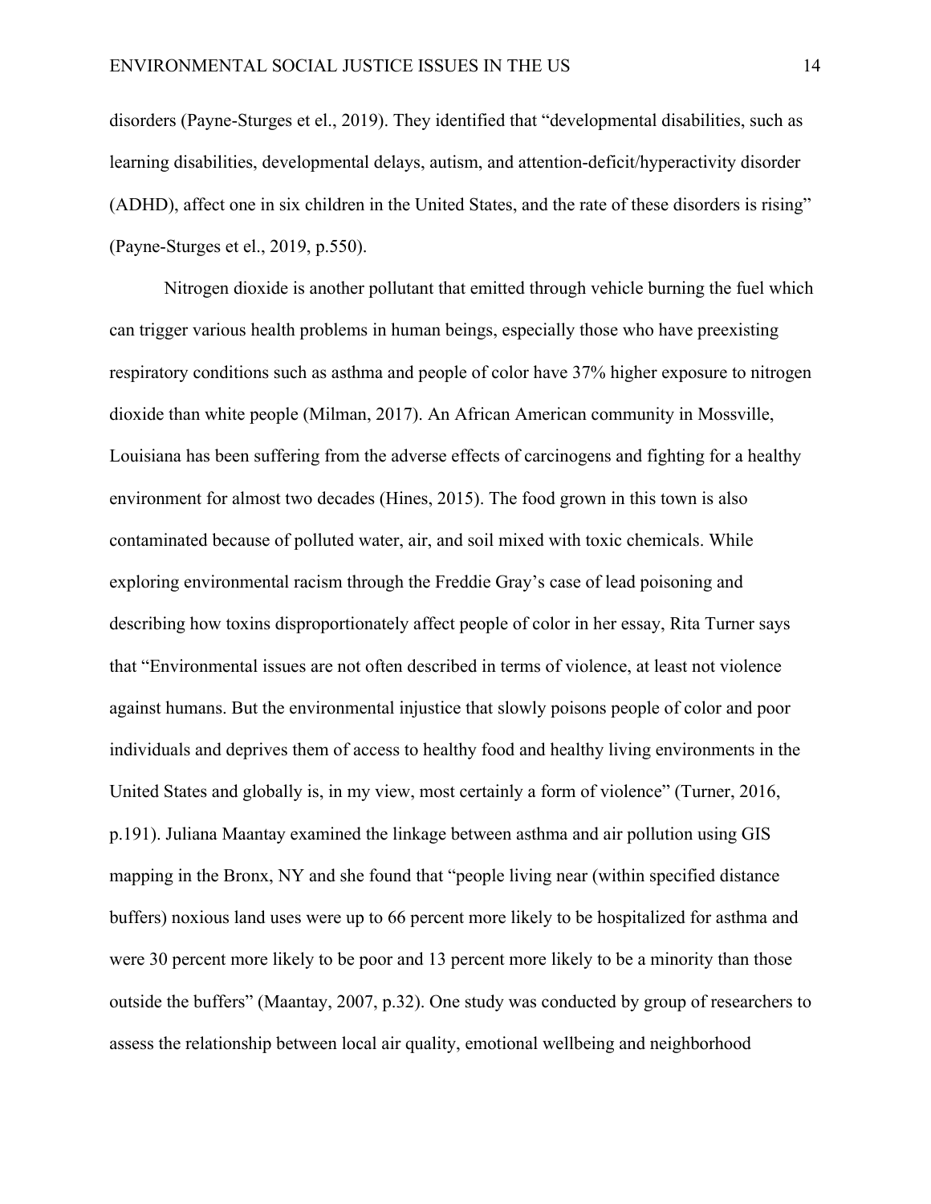disorders (Payne-Sturges et el., 2019). They identified that "developmental disabilities, such as learning disabilities, developmental delays, autism, and attention-deficit/hyperactivity disorder (ADHD), affect one in six children in the United States, and the rate of these disorders is rising" (Payne-Sturges et el., 2019, p.550).

Nitrogen dioxide is another pollutant that emitted through vehicle burning the fuel which can trigger various health problems in human beings, especially those who have preexisting respiratory conditions such as asthma and people of color have 37% higher exposure to nitrogen dioxide than white people (Milman, 2017). An African American community in Mossville, Louisiana has been suffering from the adverse effects of carcinogens and fighting for a healthy environment for almost two decades (Hines, 2015). The food grown in this town is also contaminated because of polluted water, air, and soil mixed with toxic chemicals. While exploring environmental racism through the Freddie Gray's case of lead poisoning and describing how toxins disproportionately affect people of color in her essay, Rita Turner says that "Environmental issues are not often described in terms of violence, at least not violence against humans. But the environmental injustice that slowly poisons people of color and poor individuals and deprives them of access to healthy food and healthy living environments in the United States and globally is, in my view, most certainly a form of violence" (Turner, 2016, p.191). Juliana Maantay examined the linkage between asthma and air pollution using GIS mapping in the Bronx, NY and she found that "people living near (within specified distance buffers) noxious land uses were up to 66 percent more likely to be hospitalized for asthma and were 30 percent more likely to be poor and 13 percent more likely to be a minority than those outside the buffers" (Maantay, 2007, p.32). One study was conducted by group of researchers to assess the relationship between local air quality, emotional wellbeing and neighborhood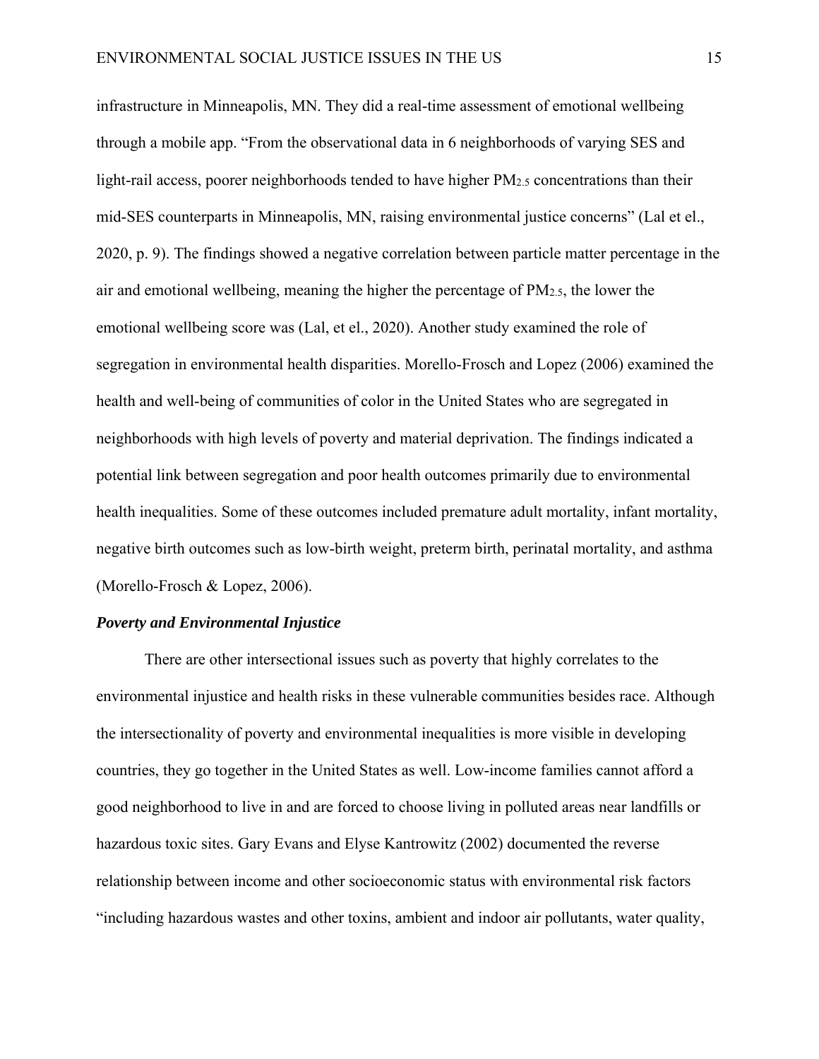infrastructure in Minneapolis, MN. They did a real-time assessment of emotional wellbeing through a mobile app. "From the observational data in 6 neighborhoods of varying SES and light-rail access, poorer neighborhoods tended to have higher $PM_{2.5}$ concentrations than their mid-SES counterparts in Minneapolis, MN, raising environmental justice concerns" (Lal et el., 2020, p. 9). The findings showed a negative correlation between particle matter percentage in the air and emotional wellbeing, meaning the higher the percentage of $PM_{2.5}$, the lower the emotional wellbeing score was (Lal, et el., 2020). Another study examined the role of segregation in environmental health disparities. Morello-Frosch and Lopez (2006) examined the health and well-being of communities of color in the United States who are segregated in neighborhoods with high levels of poverty and material deprivation. The findings indicated a potential link between segregation and poor health outcomes primarily due to environmental health inequalities. Some of these outcomes included premature adult mortality, infant mortality, negative birth outcomes such as low-birth weight, preterm birth, perinatal mortality, and asthma (Morello-Frosch & Lopez, 2006).

### ***Poverty and Environmental Injustice***

There are other intersectional issues such as poverty that highly correlates to the environmental injustice and health risks in these vulnerable communities besides race. Although the intersectionality of poverty and environmental inequalities is more visible in developing countries, they go together in the United States as well. Low-income families cannot afford a good neighborhood to live in and are forced to choose living in polluted areas near landfills or hazardous toxic sites. Gary Evans and Elyse Kantrowitz (2002) documented the reverse relationship between income and other socioeconomic status with environmental risk factors "including hazardous wastes and other toxins, ambient and indoor air pollutants, water quality,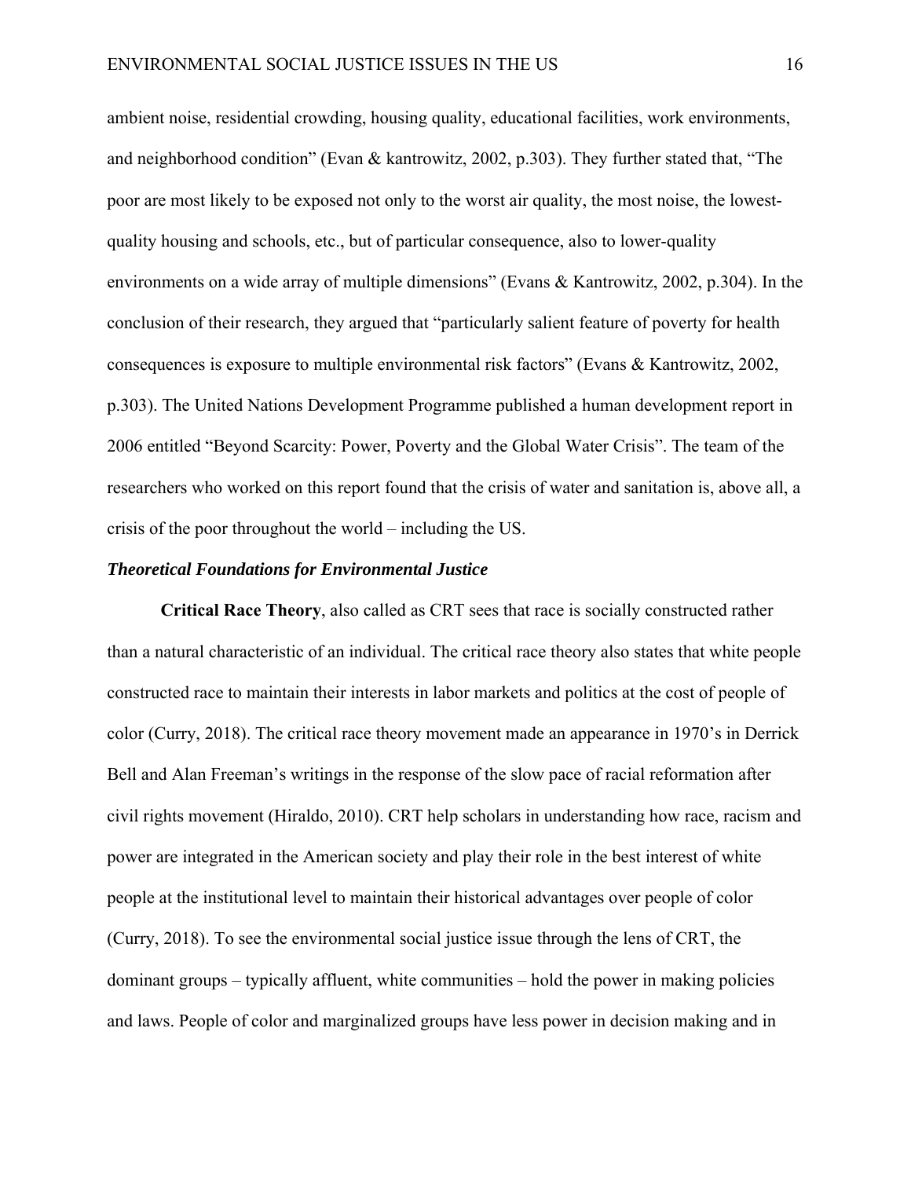ambient noise, residential crowding, housing quality, educational facilities, work environments, and neighborhood condition" (Evan & kantrowitz, 2002, p.303). They further stated that, "The poor are most likely to be exposed not only to the worst air quality, the most noise, the lowest-quality housing and schools, etc., but of particular consequence, also to lower-quality environments on a wide array of multiple dimensions" (Evans & Kantrowitz, 2002, p.304). In the conclusion of their research, they argued that "particularly salient feature of poverty for health consequences is exposure to multiple environmental risk factors" (Evans & Kantrowitz, 2002, p.303). The United Nations Development Programme published a human development report in 2006 entitled "Beyond Scarcity: Power, Poverty and the Global Water Crisis". The team of the researchers who worked on this report found that the crisis of water and sanitation is, above all, a crisis of the poor throughout the world – including the US.

***Theoretical Foundations for Environmental Justice***

**Critical Race Theory**, also called as CRT sees that race is socially constructed rather than a natural characteristic of an individual. The critical race theory also states that white people constructed race to maintain their interests in labor markets and politics at the cost of people of color (Curry, 2018). The critical race theory movement made an appearance in 1970's in Derrick Bell and Alan Freeman's writings in the response of the slow pace of racial reformation after civil rights movement (Hiraldo, 2010). CRT help scholars in understanding how race, racism and power are integrated in the American society and play their role in the best interest of white people at the institutional level to maintain their historical advantages over people of color (Curry, 2018). To see the environmental social justice issue through the lens of CRT, the dominant groups – typically affluent, white communities – hold the power in making policies and laws. People of color and marginalized groups have less power in decision making and in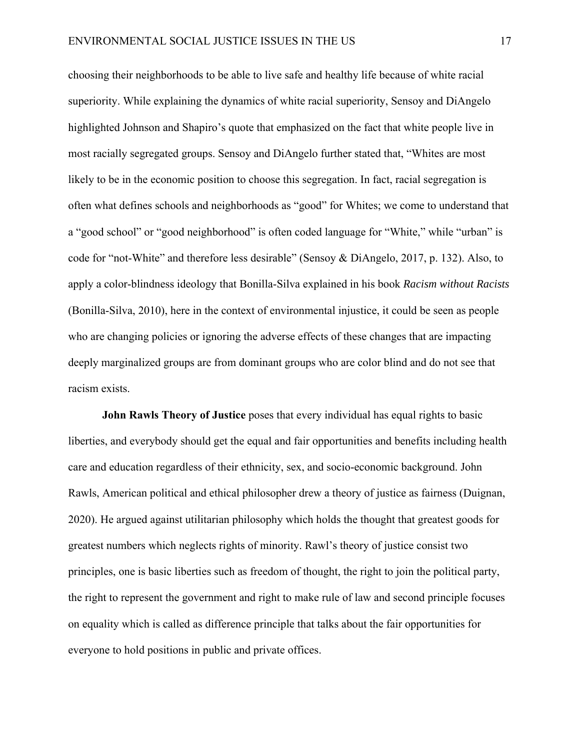choosing their neighborhoods to be able to live safe and healthy life because of white racial superiority. While explaining the dynamics of white racial superiority, Sensoy and DiAngelo highlighted Johnson and Shapiro's quote that emphasized on the fact that white people live in most racially segregated groups. Sensoy and DiAngelo further stated that, "Whites are most likely to be in the economic position to choose this segregation. In fact, racial segregation is often what defines schools and neighborhoods as "good" for Whites; we come to understand that a "good school" or "good neighborhood" is often coded language for "White," while "urban" is code for "not-White" and therefore less desirable" (Sensoy & DiAngelo, 2017, p. 132). Also, to apply a color-blindness ideology that Bonilla-Silva explained in his book *Racism without Racists* (Bonilla-Silva, 2010), here in the context of environmental injustice, it could be seen as people who are changing policies or ignoring the adverse effects of these changes that are impacting deeply marginalized groups are from dominant groups who are color blind and do not see that racism exists.

**John Rawls Theory of Justice** poses that every individual has equal rights to basic liberties, and everybody should get the equal and fair opportunities and benefits including health care and education regardless of their ethnicity, sex, and socio-economic background. John Rawls, American political and ethical philosopher drew a theory of justice as fairness (Duignan, 2020). He argued against utilitarian philosophy which holds the thought that greatest goods for greatest numbers which neglects rights of minority. Rawl's theory of justice consist two principles, one is basic liberties such as freedom of thought, the right to join the political party, the right to represent the government and right to make rule of law and second principle focuses on equality which is called as difference principle that talks about the fair opportunities for everyone to hold positions in public and private offices.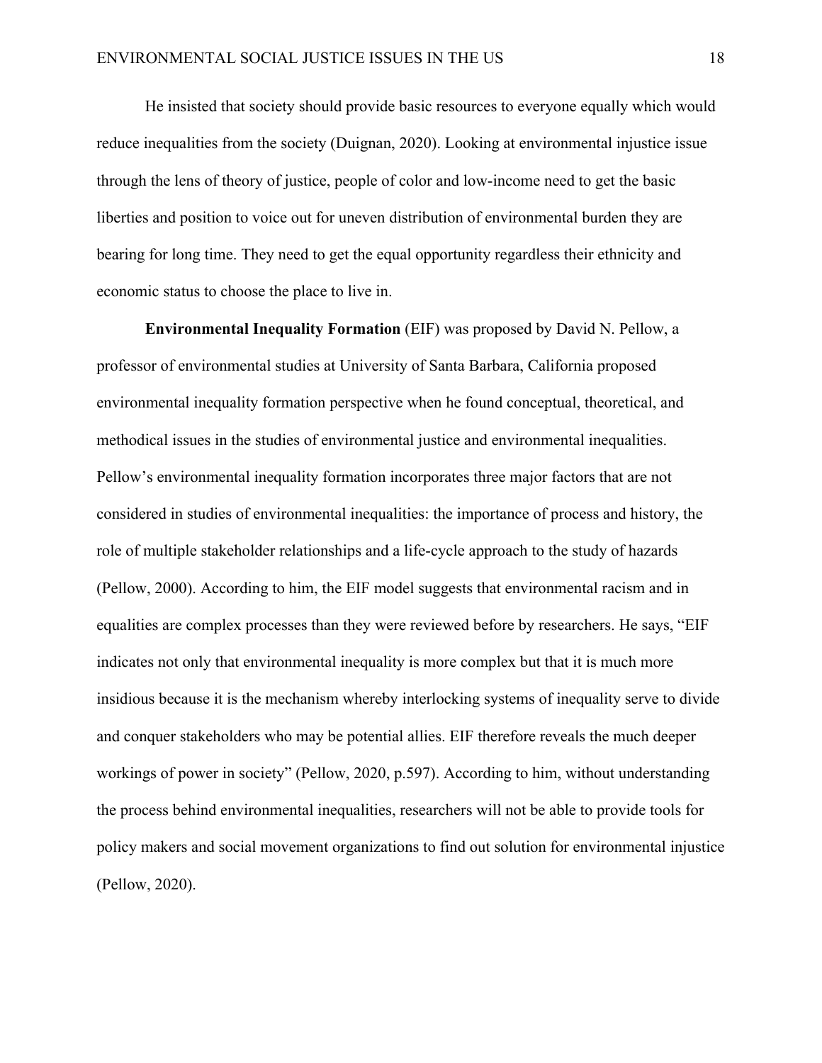He insisted that society should provide basic resources to everyone equally which would reduce inequalities from the society (Duignan, 2020). Looking at environmental injustice issue through the lens of theory of justice, people of color and low-income need to get the basic liberties and position to voice out for uneven distribution of environmental burden they are bearing for long time. They need to get the equal opportunity regardless their ethnicity and economic status to choose the place to live in.

**Environmental Inequality Formation** (EIF) was proposed by David N. Pellow, a professor of environmental studies at University of Santa Barbara, California proposed environmental inequality formation perspective when he found conceptual, theoretical, and methodical issues in the studies of environmental justice and environmental inequalities. Pellow's environmental inequality formation incorporates three major factors that are not considered in studies of environmental inequalities: the importance of process and history, the role of multiple stakeholder relationships and a life-cycle approach to the study of hazards (Pellow, 2000). According to him, the EIF model suggests that environmental racism and in equalities are complex processes than they were reviewed before by researchers. He says, "EIF indicates not only that environmental inequality is more complex but that it is much more insidious because it is the mechanism whereby interlocking systems of inequality serve to divide and conquer stakeholders who may be potential allies. EIF therefore reveals the much deeper workings of power in society" (Pellow, 2020, p.597). According to him, without understanding the process behind environmental inequalities, researchers will not be able to provide tools for policy makers and social movement organizations to find out solution for environmental injustice (Pellow, 2020).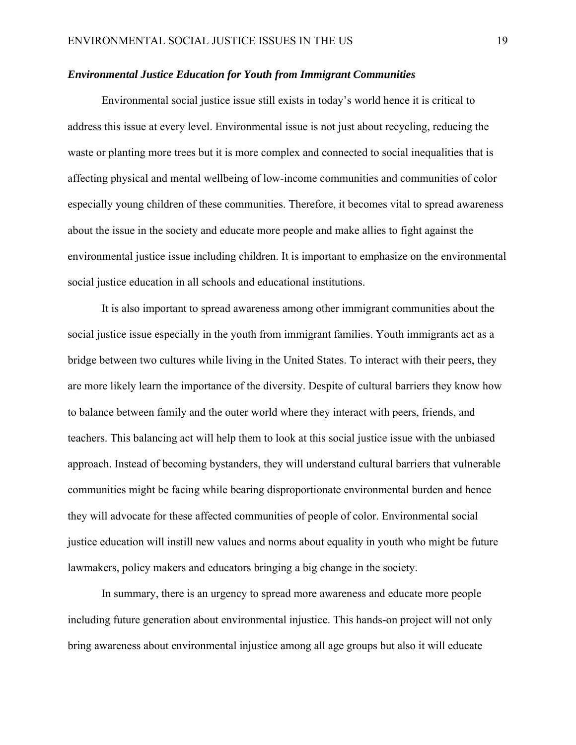### ***Environmental Justice Education for Youth from Immigrant Communities***

Environmental social justice issue still exists in today's world hence it is critical to address this issue at every level. Environmental issue is not just about recycling, reducing the waste or planting more trees but it is more complex and connected to social inequalities that is affecting physical and mental wellbeing of low-income communities and communities of color especially young children of these communities. Therefore, it becomes vital to spread awareness about the issue in the society and educate more people and make allies to fight against the environmental justice issue including children. It is important to emphasize on the environmental social justice education in all schools and educational institutions.

It is also important to spread awareness among other immigrant communities about the social justice issue especially in the youth from immigrant families. Youth immigrants act as a bridge between two cultures while living in the United States. To interact with their peers, they are more likely learn the importance of the diversity. Despite of cultural barriers they know how to balance between family and the outer world where they interact with peers, friends, and teachers. This balancing act will help them to look at this social justice issue with the unbiased approach. Instead of becoming bystanders, they will understand cultural barriers that vulnerable communities might be facing while bearing disproportionate environmental burden and hence they will advocate for these affected communities of people of color. Environmental social justice education will instill new values and norms about equality in youth who might be future lawmakers, policy makers and educators bringing a big change in the society.

In summary, there is an urgency to spread more awareness and educate more people including future generation about environmental injustice. This hands-on project will not only bring awareness about environmental injustice among all age groups but also it will educate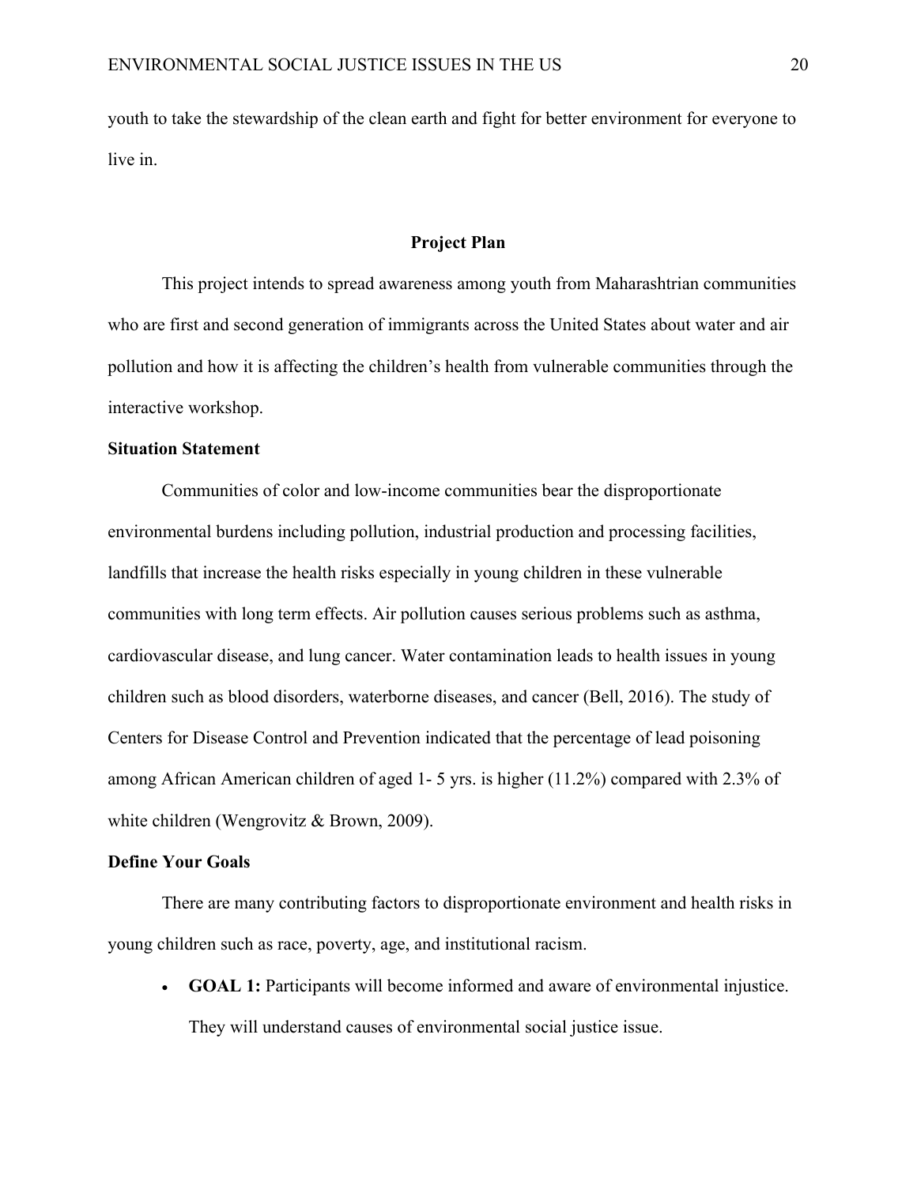youth to take the stewardship of the clean earth and fight for better environment for everyone to live in.

## Project Plan

This project intends to spread awareness among youth from Maharashtrian communities who are first and second generation of immigrants across the United States about water and air pollution and how it is affecting the children's health from vulnerable communities through the interactive workshop.

### Situation Statement

Communities of color and low-income communities bear the disproportionate environmental burdens including pollution, industrial production and processing facilities, landfills that increase the health risks especially in young children in these vulnerable communities with long term effects. Air pollution causes serious problems such as asthma, cardiovascular disease, and lung cancer. Water contamination leads to health issues in young children such as blood disorders, waterborne diseases, and cancer (Bell, 2016). The study of Centers for Disease Control and Prevention indicated that the percentage of lead poisoning among African American children of aged 1- 5 yrs. is higher (11.2%) compared with 2.3% of white children (Wengrovitz & Brown, 2009).

### Define Your Goals

There are many contributing factors to disproportionate environment and health risks in young children such as race, poverty, age, and institutional racism.

- **GOAL 1:** Participants will become informed and aware of environmental injustice. They will understand causes of environmental social justice issue.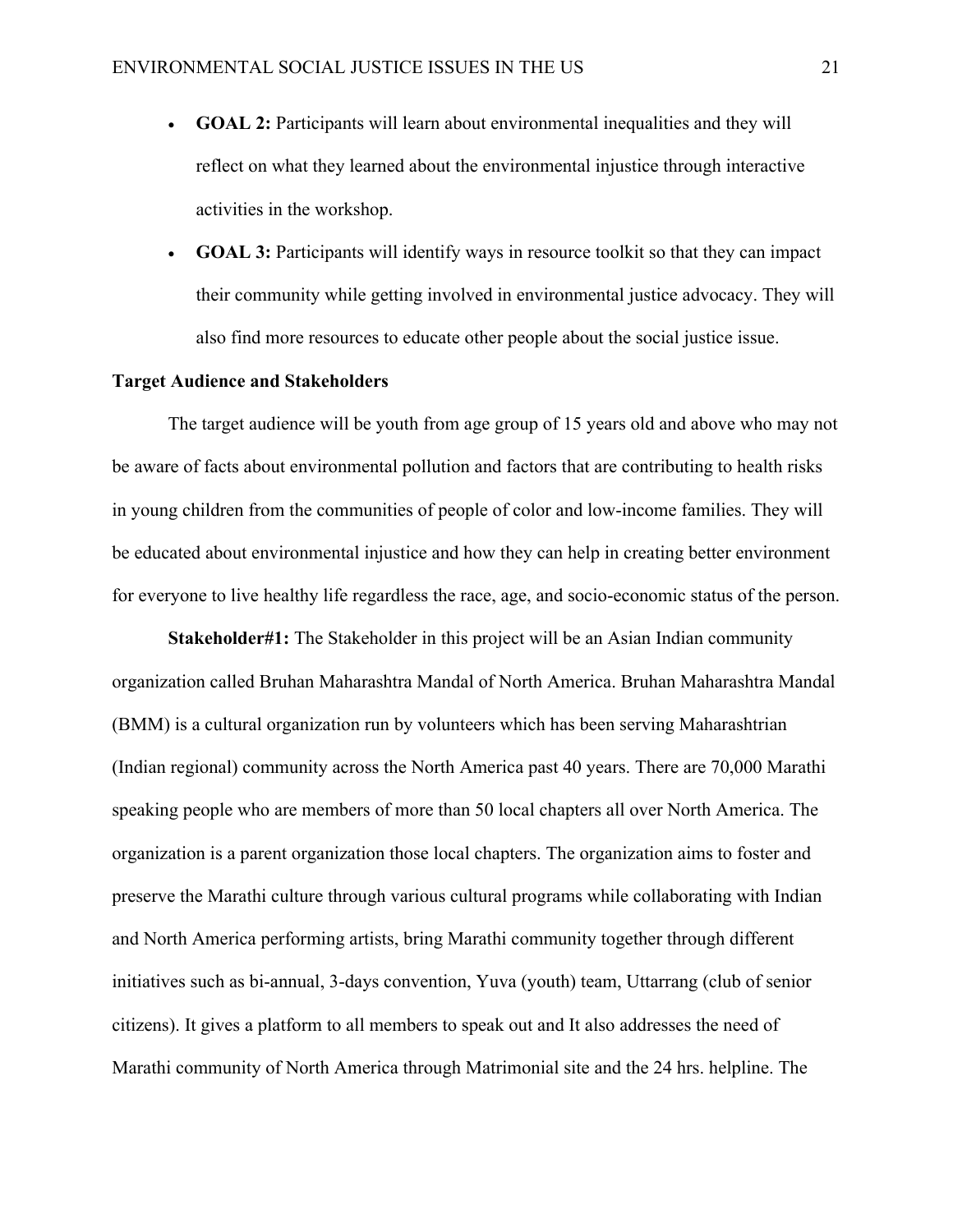- **GOAL 2:** Participants will learn about environmental inequalities and they will reflect on what they learned about the environmental injustice through interactive activities in the workshop.
- **GOAL 3:** Participants will identify ways in resource toolkit so that they can impact their community while getting involved in environmental justice advocacy. They will also find more resources to educate other people about the social justice issue.

**Target Audience and Stakeholders**

The target audience will be youth from age group of 15 years old and above who may not be aware of facts about environmental pollution and factors that are contributing to health risks in young children from the communities of people of color and low-income families. They will be educated about environmental injustice and how they can help in creating better environment for everyone to live healthy life regardless the race, age, and socio-economic status of the person.

**Stakeholder#1:** The Stakeholder in this project will be an Asian Indian community organization called Bruhan Maharashtra Mandal of North America. Bruhan Maharashtra Mandal (BMM) is a cultural organization run by volunteers which has been serving Maharashtrian (Indian regional) community across the North America past 40 years. There are 70,000 Marathi speaking people who are members of more than 50 local chapters all over North America. The organization is a parent organization those local chapters. The organization aims to foster and preserve the Marathi culture through various cultural programs while collaborating with Indian and North America performing artists, bring Marathi community together through different initiatives such as bi-annual, 3-days convention, Yuva (youth) team, Uttarrang (club of senior citizens). It gives a platform to all members to speak out and It also addresses the need of Marathi community of North America through Matrimonial site and the 24 hrs. helpline. The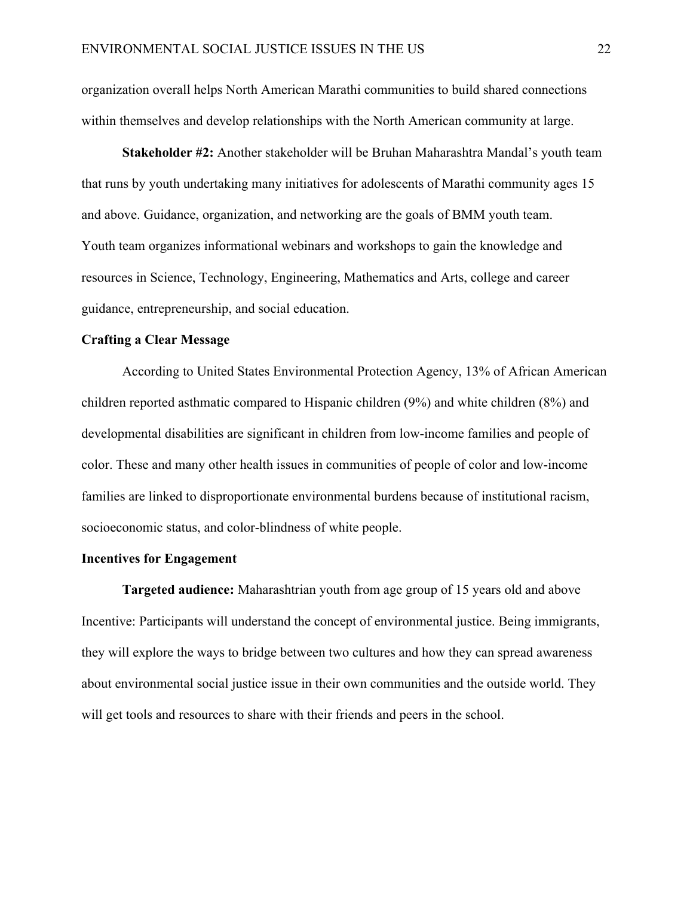organization overall helps North American Marathi communities to build shared connections within themselves and develop relationships with the North American community at large.

**Stakeholder #2:** Another stakeholder will be Bruhan Maharashtra Mandal's youth team that runs by youth undertaking many initiatives for adolescents of Marathi community ages 15 and above. Guidance, organization, and networking are the goals of BMM youth team. Youth team organizes informational webinars and workshops to gain the knowledge and resources in Science, Technology, Engineering, Mathematics and Arts, college and career guidance, entrepreneurship, and social education.

**Crafting a Clear Message**

According to United States Environmental Protection Agency, 13% of African American children reported asthmatic compared to Hispanic children (9%) and white children (8%) and developmental disabilities are significant in children from low-income families and people of color. These and many other health issues in communities of people of color and low-income families are linked to disproportionate environmental burdens because of institutional racism, socioeconomic status, and color-blindness of white people.

**Incentives for Engagement**

**Targeted audience:** Maharashtrian youth from age group of 15 years old and above Incentive: Participants will understand the concept of environmental justice. Being immigrants, they will explore the ways to bridge between two cultures and how they can spread awareness about environmental social justice issue in their own communities and the outside world. They will get tools and resources to share with their friends and peers in the school.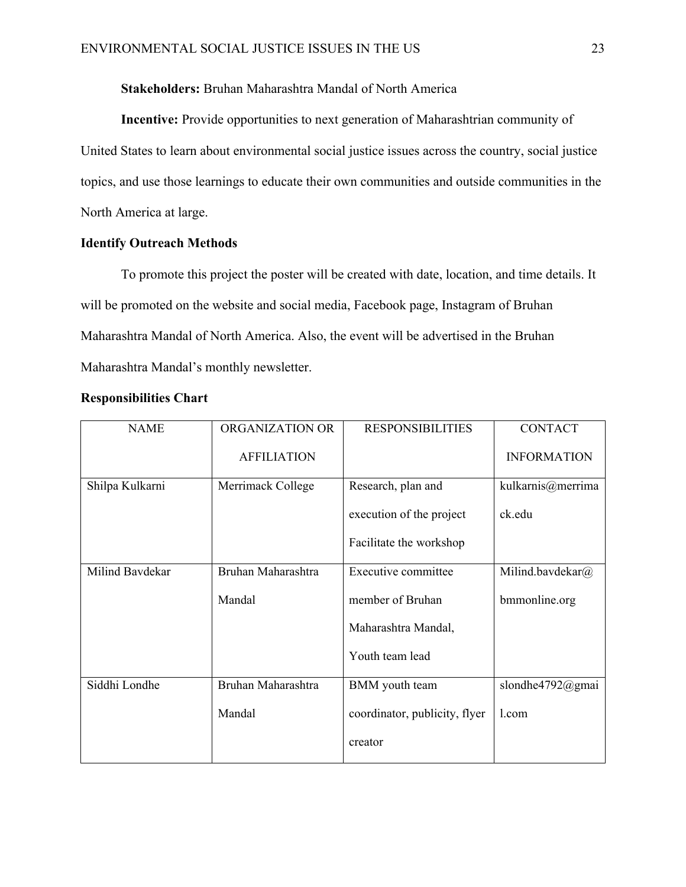**Stakeholders:** Bruhan Maharashtra Mandal of North America

**Incentive:** Provide opportunities to next generation of Maharashtrian community of United States to learn about environmental social justice issues across the country, social justice topics, and use those learnings to educate their own communities and outside communities in the North America at large.

**Identify Outreach Methods**

To promote this project the poster will be created with date, location, and time details. It will be promoted on the website and social media, Facebook page, Instagram of Bruhan Maharashtra Mandal of North America. Also, the event will be advertised in the Bruhan Maharashtra Mandal's monthly newsletter.

**Responsibilities Chart**

| NAME | ORGANIZATION OR AFFILIATION | RESPONSIBILITIES | CONTACT INFORMATION |
|---|---|---|---|
| Shilpa Kulkarni | Merrimack College | Research, plan and execution of the project Facilitate the workshop | kulkarnis@merrimack.edu |
| Milind Bavdekar | Bruhan Maharashtra Mandal | Executive committee member of Bruhan Maharashtra Mandal, Youth team lead | Milind.bavdekar@bmmonline.org |
| Siddhi Londhe | Bruhan Maharashtra Mandal | BMM youth team coordinator, publicity, flyer creator | slondhe4792@gmail.com |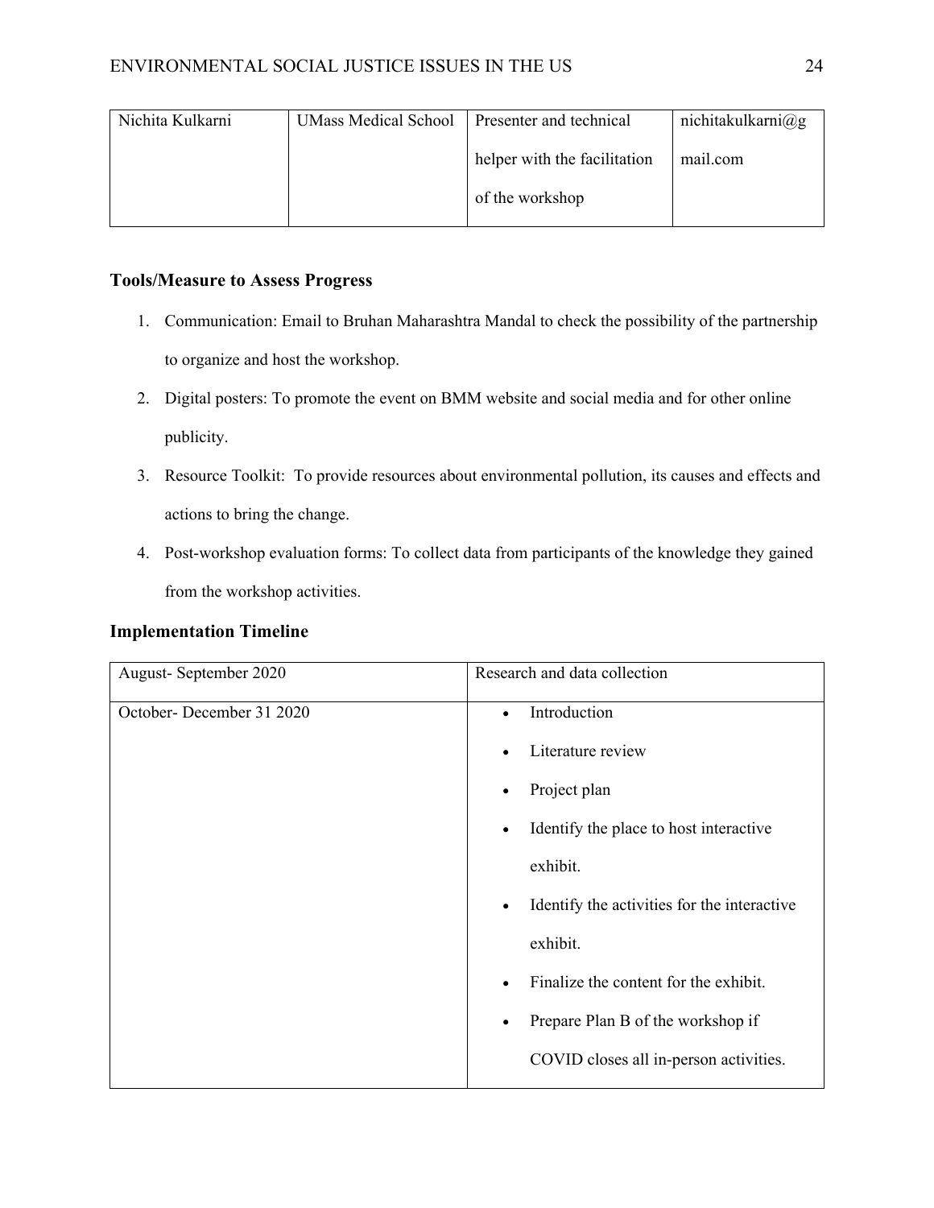| Nichita Kulkarni | UMass Medical School | Presenter and technical helper with the facilitation of the workshop | nichitakulkarni@gmail.com |
|---|---|---|---|

### Tools/Measure to Assess Progress

1. Communication: Email to Bruhan Maharashtra Mandal to check the possibility of the partnership to organize and host the workshop.
2. Digital posters: To promote the event on BMM website and social media and for other online publicity.
3. Resource Toolkit: To provide resources about environmental pollution, its causes and effects and actions to bring the change.
4. Post-workshop evaluation forms: To collect data from participants of the knowledge they gained from the workshop activities.

### Implementation Timeline

| August- September 2020 | Research and data collection |
|---|---|
| October- December 31 2020 | • Introduction<br>• Literature review<br>• Project plan<br>• Identify the place to host interactive exhibit.<br>• Identify the activities for the interactive exhibit.<br>• Finalize the content for the exhibit.<br>• Prepare Plan B of the workshop if COVID closes all in-person activities. |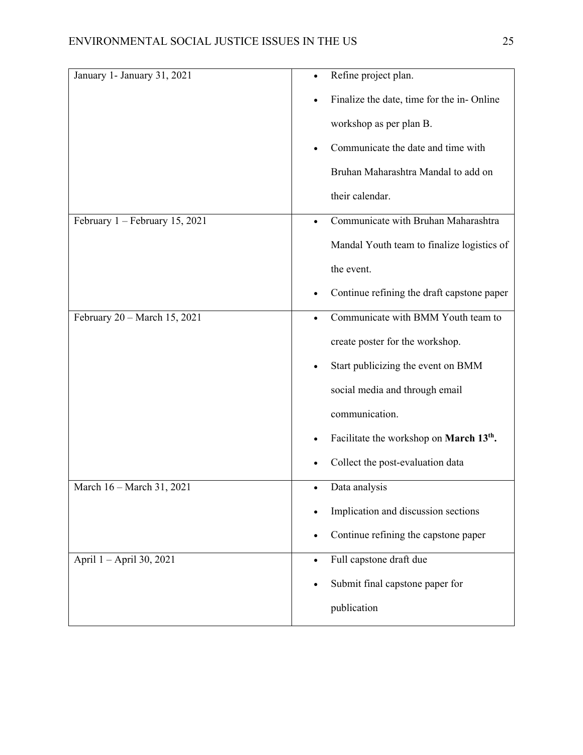| | |
|---|---|
| January 1- January 31, 2021 | • Refine project plan.<br>• Finalize the date, time for the in- Online workshop as per plan B.<br>• Communicate the date and time with Bruhan Maharashtra Mandal to add on their calendar. |
| February 1 – February 15, 2021 | • Communicate with Bruhan Maharashtra Mandal Youth team to finalize logistics of the event.<br>• Continue refining the draft capstone paper |
| February 20 – March 15, 2021 | • Communicate with BMM Youth team to create poster for the workshop.<br>• Start publicizing the event on BMM social media and through email communication.<br>• Facilitate the workshop on **March 13th.**<br>• Collect the post-evaluation data |
| March 16 – March 31, 2021 | • Data analysis<br>• Implication and discussion sections<br>• Continue refining the capstone paper |
| April 1 – April 30, 2021 | • Full capstone draft due<br>• Submit final capstone paper for publication |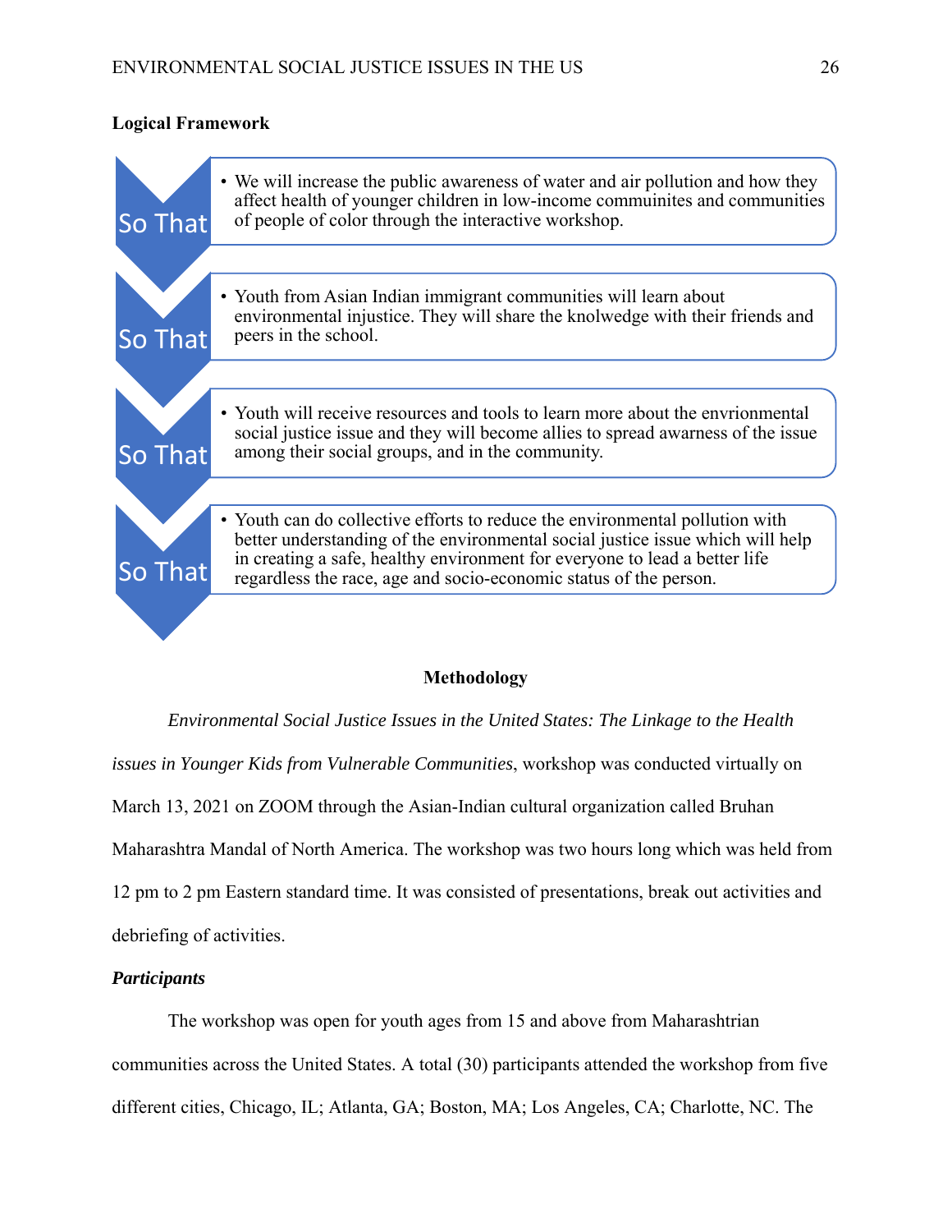**Logical Framework**

So That

- We will increase the public awareness of water and air pollution and how they affect health of younger children in low-income commuinites and communities of people of color through the interactive workshop.

So That

- Youth from Asian Indian immigrant communities will learn about environmental injustice. They will share the knolwedge with their friends and peers in the school.

So That

- Youth will receive resources and tools to learn more about the envrionmental social justice issue and they will become allies to spread awarness of the issue among their social groups, and in the community.

So That

- Youth can do collective efforts to reduce the environmental pollution with better understanding of the environmental social justice issue which will help in creating a safe, healthy environment for everyone to lead a better life regardless the race, age and socio-economic status of the person.

## Methodology

*Environmental Social Justice Issues in the United States: The Linkage to the Health issues in Younger Kids from Vulnerable Communities*, workshop was conducted virtually on March 13, 2021 on ZOOM through the Asian-Indian cultural organization called Bruhan Maharashtra Mandal of North America. The workshop was two hours long which was held from 12 pm to 2 pm Eastern standard time. It was consisted of presentations, break out activities and debriefing of activities.

***Participants***

The workshop was open for youth ages from 15 and above from Maharashtrian communities across the United States. A total (30) participants attended the workshop from five different cities, Chicago, IL; Atlanta, GA; Boston, MA; Los Angeles, CA; Charlotte, NC. The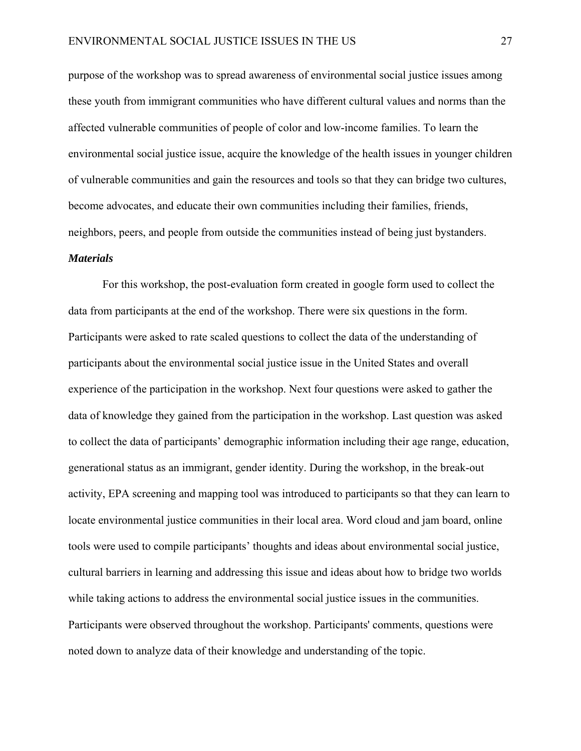purpose of the workshop was to spread awareness of environmental social justice issues among these youth from immigrant communities who have different cultural values and norms than the affected vulnerable communities of people of color and low-income families. To learn the environmental social justice issue, acquire the knowledge of the health issues in younger children of vulnerable communities and gain the resources and tools so that they can bridge two cultures, become advocates, and educate their own communities including their families, friends, neighbors, peers, and people from outside the communities instead of being just bystanders.

### *Materials*

For this workshop, the post-evaluation form created in google form used to collect the data from participants at the end of the workshop. There were six questions in the form. Participants were asked to rate scaled questions to collect the data of the understanding of participants about the environmental social justice issue in the United States and overall experience of the participation in the workshop. Next four questions were asked to gather the data of knowledge they gained from the participation in the workshop. Last question was asked to collect the data of participants' demographic information including their age range, education, generational status as an immigrant, gender identity. During the workshop, in the break-out activity, EPA screening and mapping tool was introduced to participants so that they can learn to locate environmental justice communities in their local area. Word cloud and jam board, online tools were used to compile participants' thoughts and ideas about environmental social justice, cultural barriers in learning and addressing this issue and ideas about how to bridge two worlds while taking actions to address the environmental social justice issues in the communities. Participants were observed throughout the workshop. Participants' comments, questions were noted down to analyze data of their knowledge and understanding of the topic.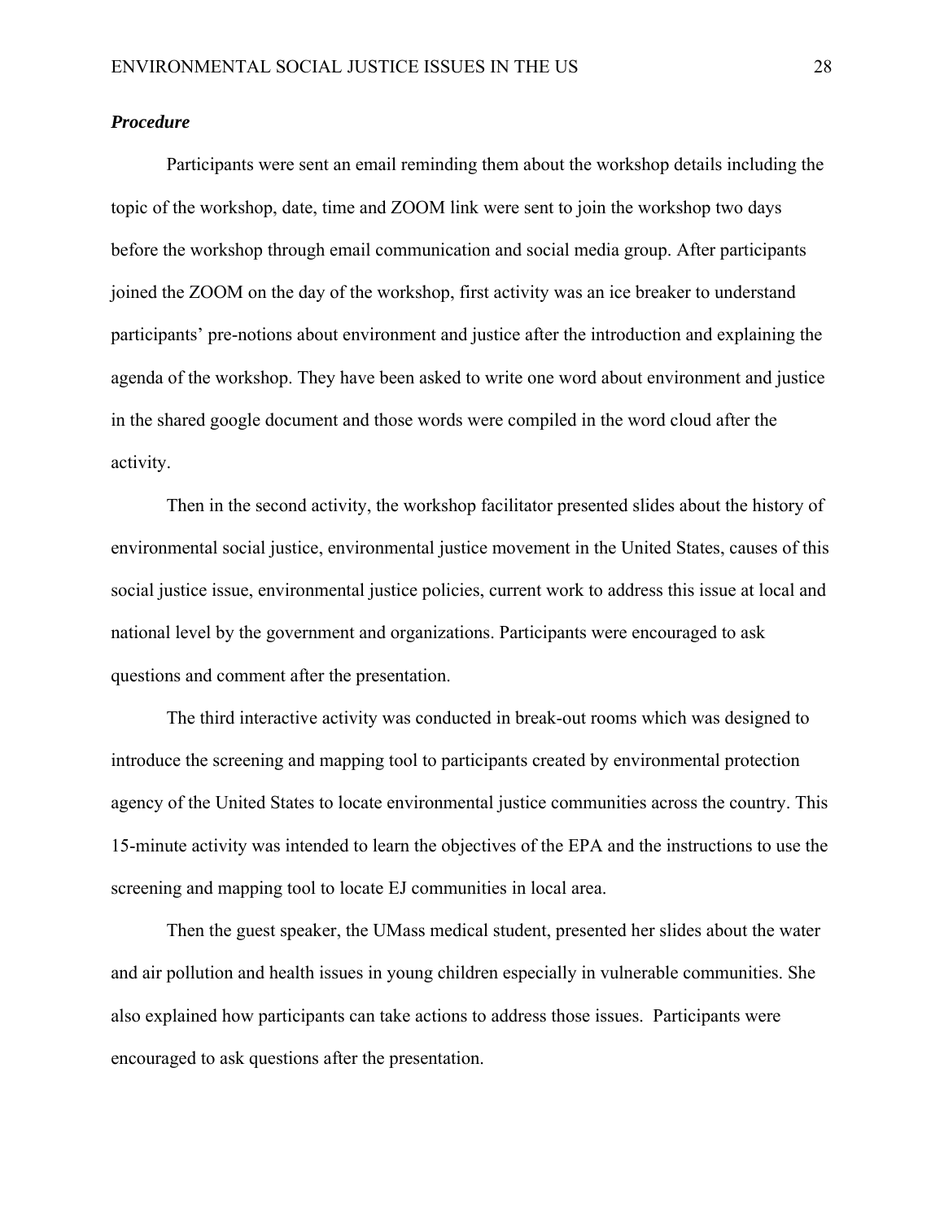### *Procedure*

Participants were sent an email reminding them about the workshop details including the topic of the workshop, date, time and ZOOM link were sent to join the workshop two days before the workshop through email communication and social media group. After participants joined the ZOOM on the day of the workshop, first activity was an ice breaker to understand participants' pre-notions about environment and justice after the introduction and explaining the agenda of the workshop. They have been asked to write one word about environment and justice in the shared google document and those words were compiled in the word cloud after the activity.

Then in the second activity, the workshop facilitator presented slides about the history of environmental social justice, environmental justice movement in the United States, causes of this social justice issue, environmental justice policies, current work to address this issue at local and national level by the government and organizations. Participants were encouraged to ask questions and comment after the presentation.

The third interactive activity was conducted in break-out rooms which was designed to introduce the screening and mapping tool to participants created by environmental protection agency of the United States to locate environmental justice communities across the country. This 15-minute activity was intended to learn the objectives of the EPA and the instructions to use the screening and mapping tool to locate EJ communities in local area.

Then the guest speaker, the UMass medical student, presented her slides about the water and air pollution and health issues in young children especially in vulnerable communities. She also explained how participants can take actions to address those issues. Participants were encouraged to ask questions after the presentation.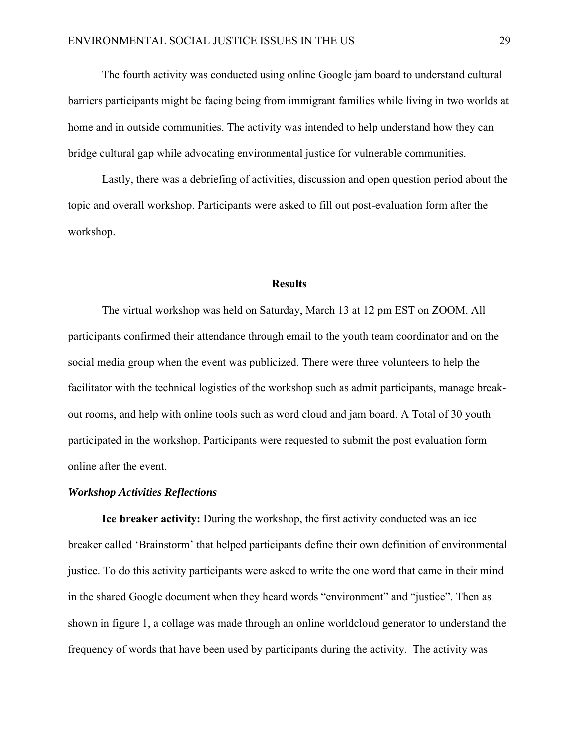The fourth activity was conducted using online Google jam board to understand cultural barriers participants might be facing being from immigrant families while living in two worlds at home and in outside communities. The activity was intended to help understand how they can bridge cultural gap while advocating environmental justice for vulnerable communities.

Lastly, there was a debriefing of activities, discussion and open question period about the topic and overall workshop. Participants were asked to fill out post-evaluation form after the workshop.

## Results

The virtual workshop was held on Saturday, March 13 at 12 pm EST on ZOOM. All participants confirmed their attendance through email to the youth team coordinator and on the social media group when the event was publicized. There were three volunteers to help the facilitator with the technical logistics of the workshop such as admit participants, manage break-out rooms, and help with online tools such as word cloud and jam board. A Total of 30 youth participated in the workshop. Participants were requested to submit the post evaluation form online after the event.

### *Workshop Activities Reflections*

**Ice breaker activity:** During the workshop, the first activity conducted was an ice breaker called 'Brainstorm' that helped participants define their own definition of environmental justice. To do this activity participants were asked to write the one word that came in their mind in the shared Google document when they heard words "environment" and "justice". Then as shown in figure 1, a collage was made through an online worldcloud generator to understand the frequency of words that have been used by participants during the activity. The activity was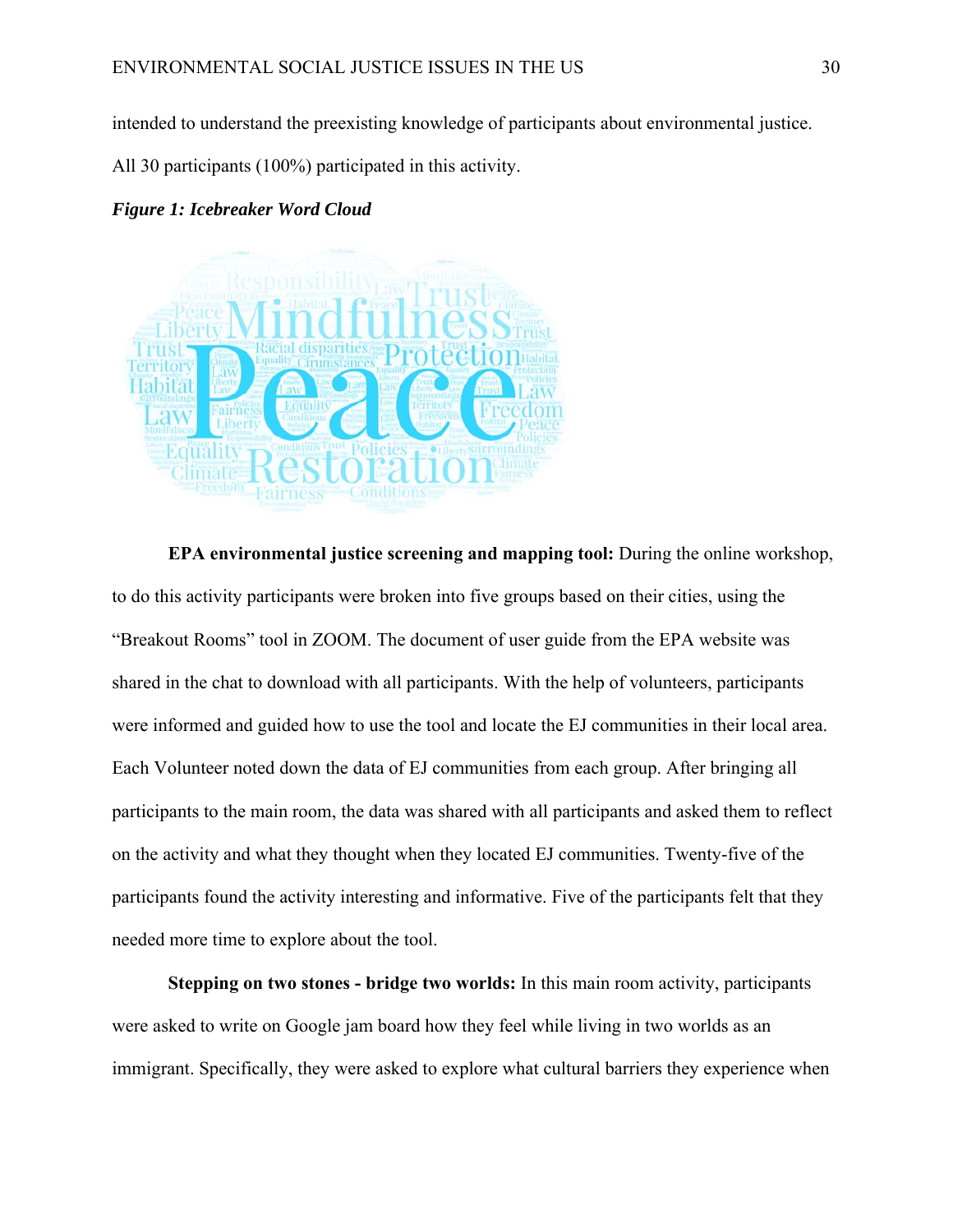intended to understand the preexisting knowledge of participants about environmental justice. All 30 participants (100%) participated in this activity.

***Figure 1: Icebreaker Word Cloud***

**EPA environmental justice screening and mapping tool:** During the online workshop, to do this activity participants were broken into five groups based on their cities, using the "Breakout Rooms" tool in ZOOM. The document of user guide from the EPA website was shared in the chat to download with all participants. With the help of volunteers, participants were informed and guided how to use the tool and locate the EJ communities in their local area. Each Volunteer noted down the data of EJ communities from each group. After bringing all participants to the main room, the data was shared with all participants and asked them to reflect on the activity and what they thought when they located EJ communities. Twenty-five of the participants found the activity interesting and informative. Five of the participants felt that they needed more time to explore about the tool.

**Stepping on two stones - bridge two worlds:** In this main room activity, participants were asked to write on Google jam board how they feel while living in two worlds as an immigrant. Specifically, they were asked to explore what cultural barriers they experience when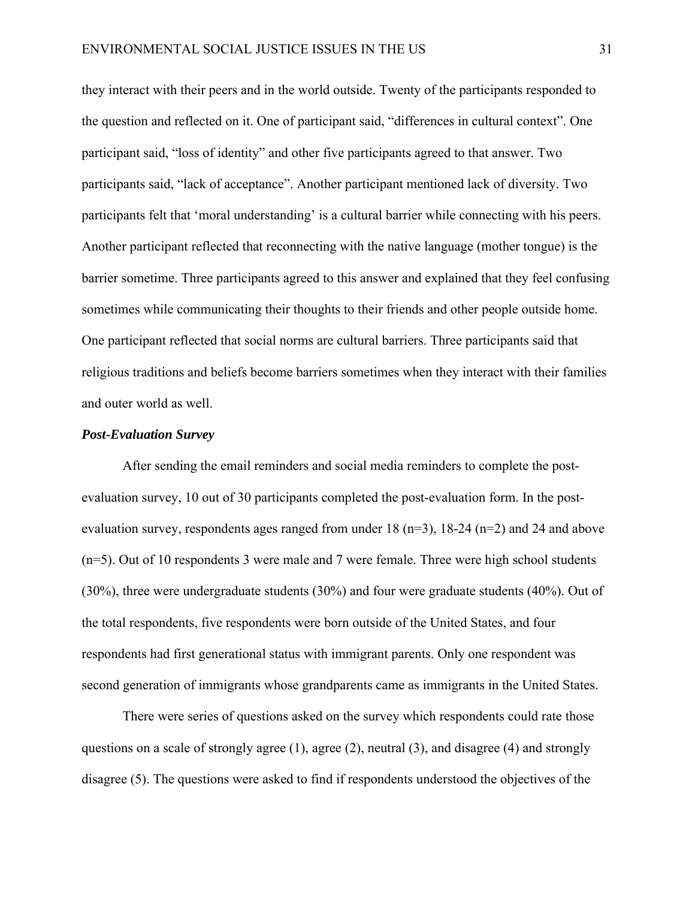they interact with their peers and in the world outside. Twenty of the participants responded to the question and reflected on it. One of participant said, "differences in cultural context". One participant said, "loss of identity" and other five participants agreed to that answer. Two participants said, "lack of acceptance". Another participant mentioned lack of diversity. Two participants felt that 'moral understanding' is a cultural barrier while connecting with his peers. Another participant reflected that reconnecting with the native language (mother tongue) is the barrier sometime. Three participants agreed to this answer and explained that they feel confusing sometimes while communicating their thoughts to their friends and other people outside home. One participant reflected that social norms are cultural barriers. Three participants said that religious traditions and beliefs become barriers sometimes when they interact with their families and outer world as well.

***Post-Evaluation Survey***

After sending the email reminders and social media reminders to complete the post-evaluation survey, 10 out of 30 participants completed the post-evaluation form. In the post-evaluation survey, respondents ages ranged from under 18 (n=3), 18-24 (n=2) and 24 and above (n=5). Out of 10 respondents 3 were male and 7 were female. Three were high school students (30%), three were undergraduate students (30%) and four were graduate students (40%). Out of the total respondents, five respondents were born outside of the United States, and four respondents had first generational status with immigrant parents. Only one respondent was second generation of immigrants whose grandparents came as immigrants in the United States.

There were series of questions asked on the survey which respondents could rate those questions on a scale of strongly agree (1), agree (2), neutral (3), and disagree (4) and strongly disagree (5). The questions were asked to find if respondents understood the objectives of the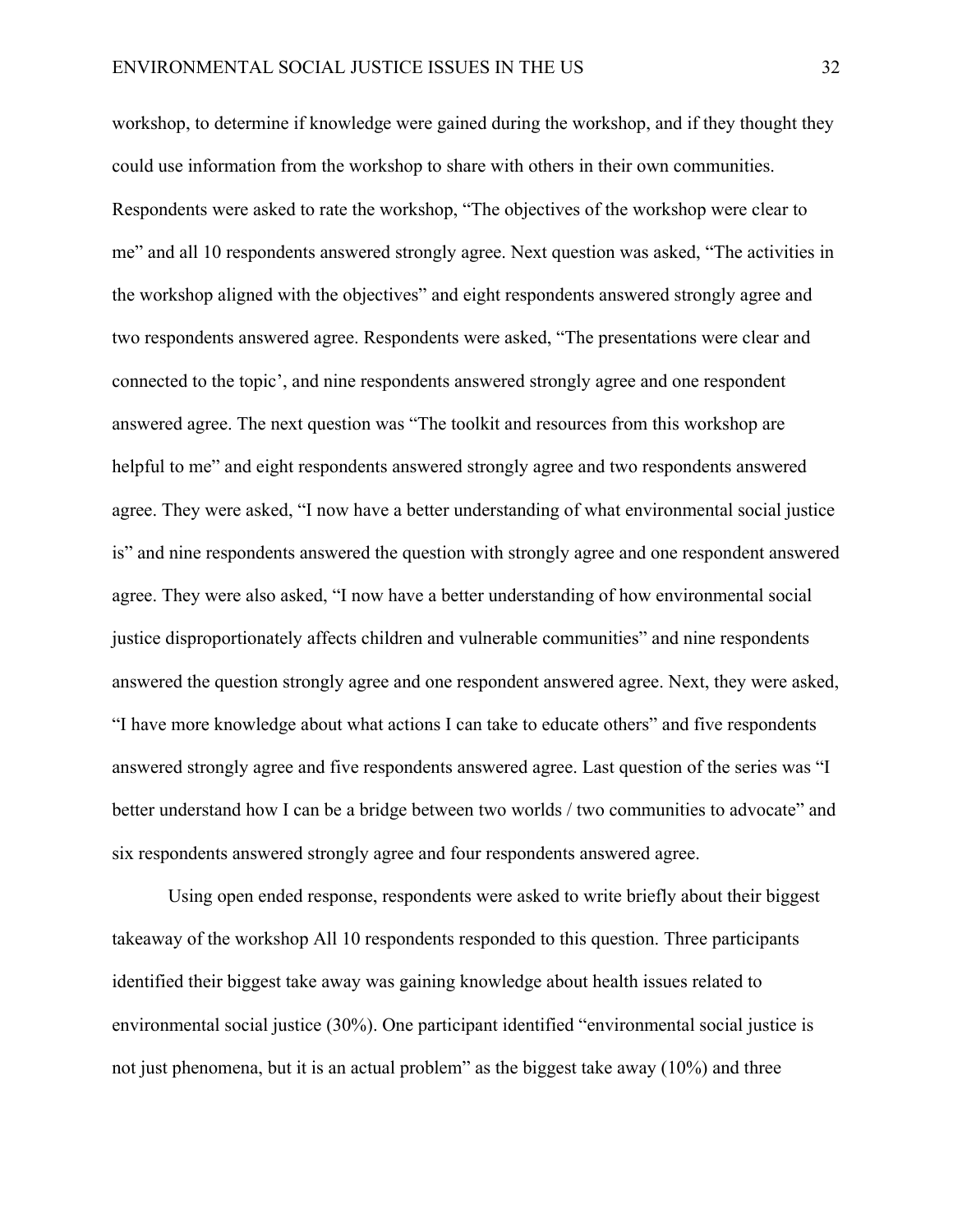workshop, to determine if knowledge were gained during the workshop, and if they thought they could use information from the workshop to share with others in their own communities. Respondents were asked to rate the workshop, “The objectives of the workshop were clear to me” and all 10 respondents answered strongly agree. Next question was asked, “The activities in the workshop aligned with the objectives” and eight respondents answered strongly agree and two respondents answered agree. Respondents were asked, “The presentations were clear and connected to the topic’, and nine respondents answered strongly agree and one respondent answered agree. The next question was “The toolkit and resources from this workshop are helpful to me” and eight respondents answered strongly agree and two respondents answered agree. They were asked, “I now have a better understanding of what environmental social justice is” and nine respondents answered the question with strongly agree and one respondent answered agree. They were also asked, “I now have a better understanding of how environmental social justice disproportionately affects children and vulnerable communities” and nine respondents answered the question strongly agree and one respondent answered agree. Next, they were asked, “I have more knowledge about what actions I can take to educate others” and five respondents answered strongly agree and five respondents answered agree. Last question of the series was “I better understand how I can be a bridge between two worlds / two communities to advocate” and six respondents answered strongly agree and four respondents answered agree.

Using open ended response, respondents were asked to write briefly about their biggest takeaway of the workshop All 10 respondents responded to this question. Three participants identified their biggest take away was gaining knowledge about health issues related to environmental social justice (30%). One participant identified “environmental social justice is not just phenomena, but it is an actual problem” as the biggest take away (10%) and three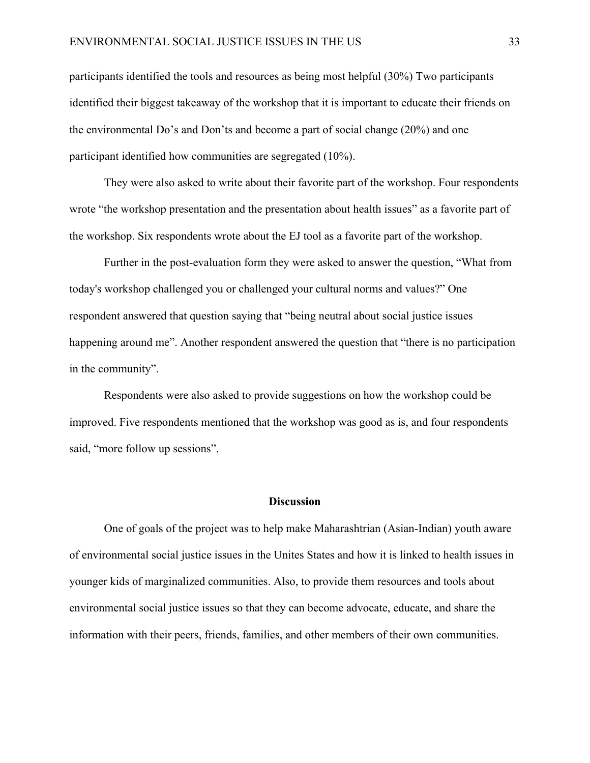participants identified the tools and resources as being most helpful (30%) Two participants identified their biggest takeaway of the workshop that it is important to educate their friends on the environmental Do's and Don'ts and become a part of social change (20%) and one participant identified how communities are segregated (10%).

They were also asked to write about their favorite part of the workshop. Four respondents wrote "the workshop presentation and the presentation about health issues" as a favorite part of the workshop. Six respondents wrote about the EJ tool as a favorite part of the workshop.

Further in the post-evaluation form they were asked to answer the question, "What from today's workshop challenged you or challenged your cultural norms and values?" One respondent answered that question saying that "being neutral about social justice issues happening around me". Another respondent answered the question that "there is no participation in the community".

Respondents were also asked to provide suggestions on how the workshop could be improved. Five respondents mentioned that the workshop was good as is, and four respondents said, "more follow up sessions".

## Discussion

One of goals of the project was to help make Maharashtrian (Asian-Indian) youth aware of environmental social justice issues in the Unites States and how it is linked to health issues in younger kids of marginalized communities. Also, to provide them resources and tools about environmental social justice issues so that they can become advocate, educate, and share the information with their peers, friends, families, and other members of their own communities.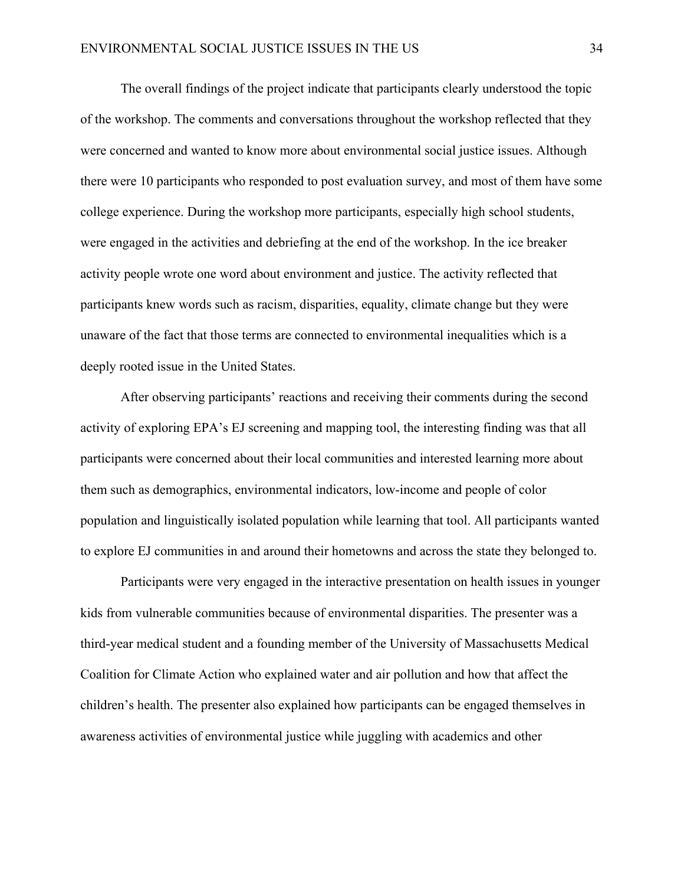The overall findings of the project indicate that participants clearly understood the topic of the workshop. The comments and conversations throughout the workshop reflected that they were concerned and wanted to know more about environmental social justice issues. Although there were 10 participants who responded to post evaluation survey, and most of them have some college experience. During the workshop more participants, especially high school students, were engaged in the activities and debriefing at the end of the workshop. In the ice breaker activity people wrote one word about environment and justice. The activity reflected that participants knew words such as racism, disparities, equality, climate change but they were unaware of the fact that those terms are connected to environmental inequalities which is a deeply rooted issue in the United States.

After observing participants' reactions and receiving their comments during the second activity of exploring EPA's EJ screening and mapping tool, the interesting finding was that all participants were concerned about their local communities and interested learning more about them such as demographics, environmental indicators, low-income and people of color population and linguistically isolated population while learning that tool. All participants wanted to explore EJ communities in and around their hometowns and across the state they belonged to.

Participants were very engaged in the interactive presentation on health issues in younger kids from vulnerable communities because of environmental disparities. The presenter was a third-year medical student and a founding member of the University of Massachusetts Medical Coalition for Climate Action who explained water and air pollution and how that affect the children's health. The presenter also explained how participants can be engaged themselves in awareness activities of environmental justice while juggling with academics and other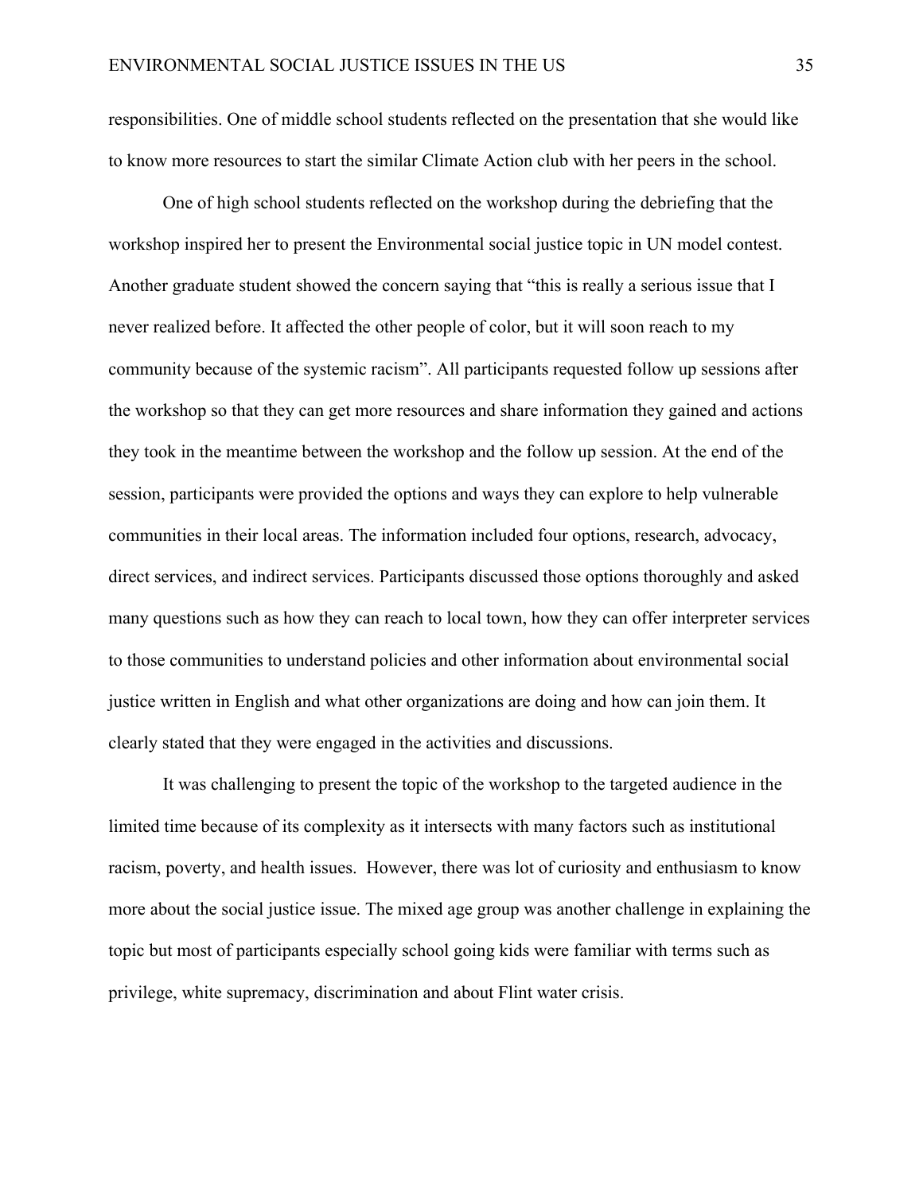responsibilities. One of middle school students reflected on the presentation that she would like to know more resources to start the similar Climate Action club with her peers in the school.

One of high school students reflected on the workshop during the debriefing that the workshop inspired her to present the Environmental social justice topic in UN model contest. Another graduate student showed the concern saying that "this is really a serious issue that I never realized before. It affected the other people of color, but it will soon reach to my community because of the systemic racism". All participants requested follow up sessions after the workshop so that they can get more resources and share information they gained and actions they took in the meantime between the workshop and the follow up session. At the end of the session, participants were provided the options and ways they can explore to help vulnerable communities in their local areas. The information included four options, research, advocacy, direct services, and indirect services. Participants discussed those options thoroughly and asked many questions such as how they can reach to local town, how they can offer interpreter services to those communities to understand policies and other information about environmental social justice written in English and what other organizations are doing and how can join them. It clearly stated that they were engaged in the activities and discussions.

It was challenging to present the topic of the workshop to the targeted audience in the limited time because of its complexity as it intersects with many factors such as institutional racism, poverty, and health issues. However, there was lot of curiosity and enthusiasm to know more about the social justice issue. The mixed age group was another challenge in explaining the topic but most of participants especially school going kids were familiar with terms such as privilege, white supremacy, discrimination and about Flint water crisis.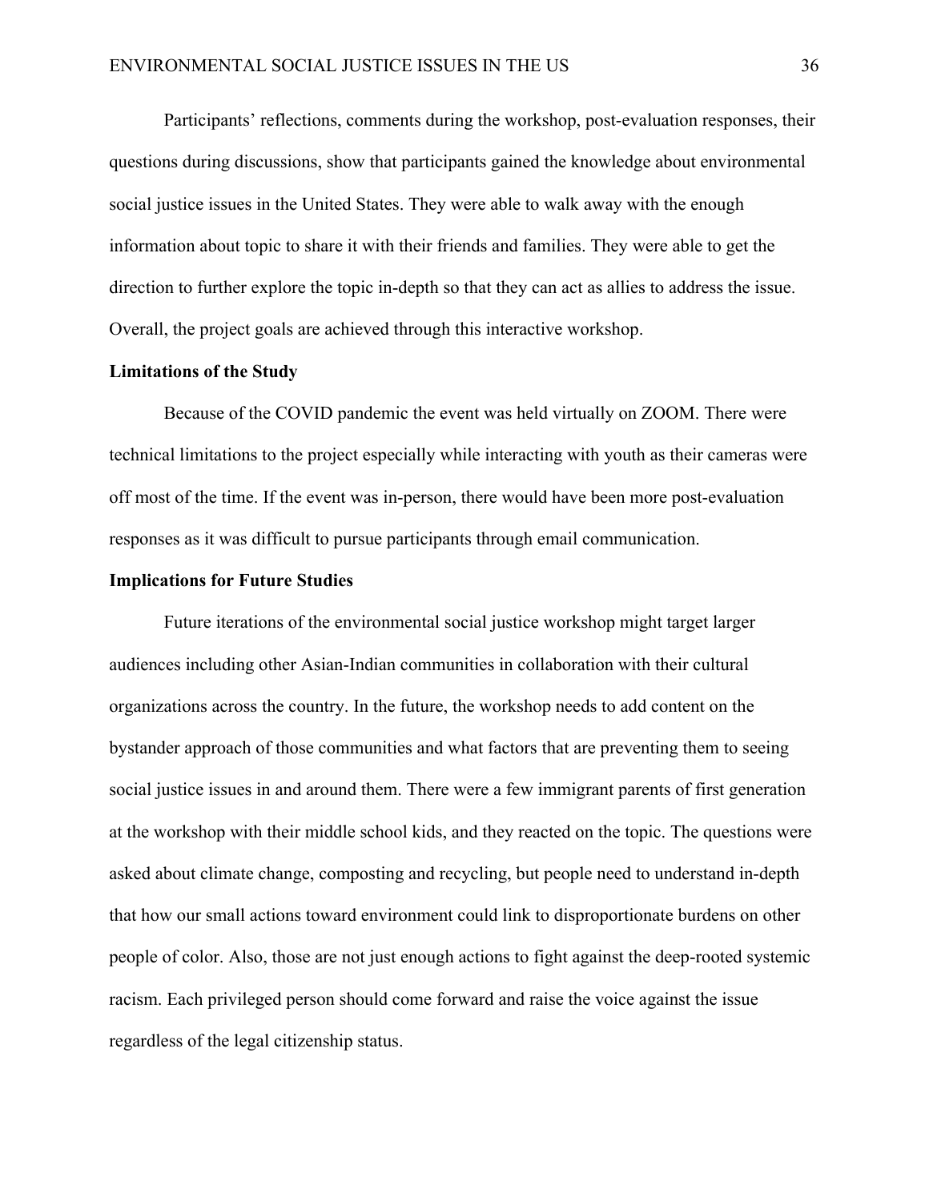Participants' reflections, comments during the workshop, post-evaluation responses, their questions during discussions, show that participants gained the knowledge about environmental social justice issues in the United States. They were able to walk away with the enough information about topic to share it with their friends and families. They were able to get the direction to further explore the topic in-depth so that they can act as allies to address the issue. Overall, the project goals are achieved through this interactive workshop.

**Limitations of the Study**

Because of the COVID pandemic the event was held virtually on ZOOM. There were technical limitations to the project especially while interacting with youth as their cameras were off most of the time. If the event was in-person, there would have been more post-evaluation responses as it was difficult to pursue participants through email communication.

**Implications for Future Studies**

Future iterations of the environmental social justice workshop might target larger audiences including other Asian-Indian communities in collaboration with their cultural organizations across the country. In the future, the workshop needs to add content on the bystander approach of those communities and what factors that are preventing them to seeing social justice issues in and around them. There were a few immigrant parents of first generation at the workshop with their middle school kids, and they reacted on the topic. The questions were asked about climate change, composting and recycling, but people need to understand in-depth that how our small actions toward environment could link to disproportionate burdens on other people of color. Also, those are not just enough actions to fight against the deep-rooted systemic racism. Each privileged person should come forward and raise the voice against the issue regardless of the legal citizenship status.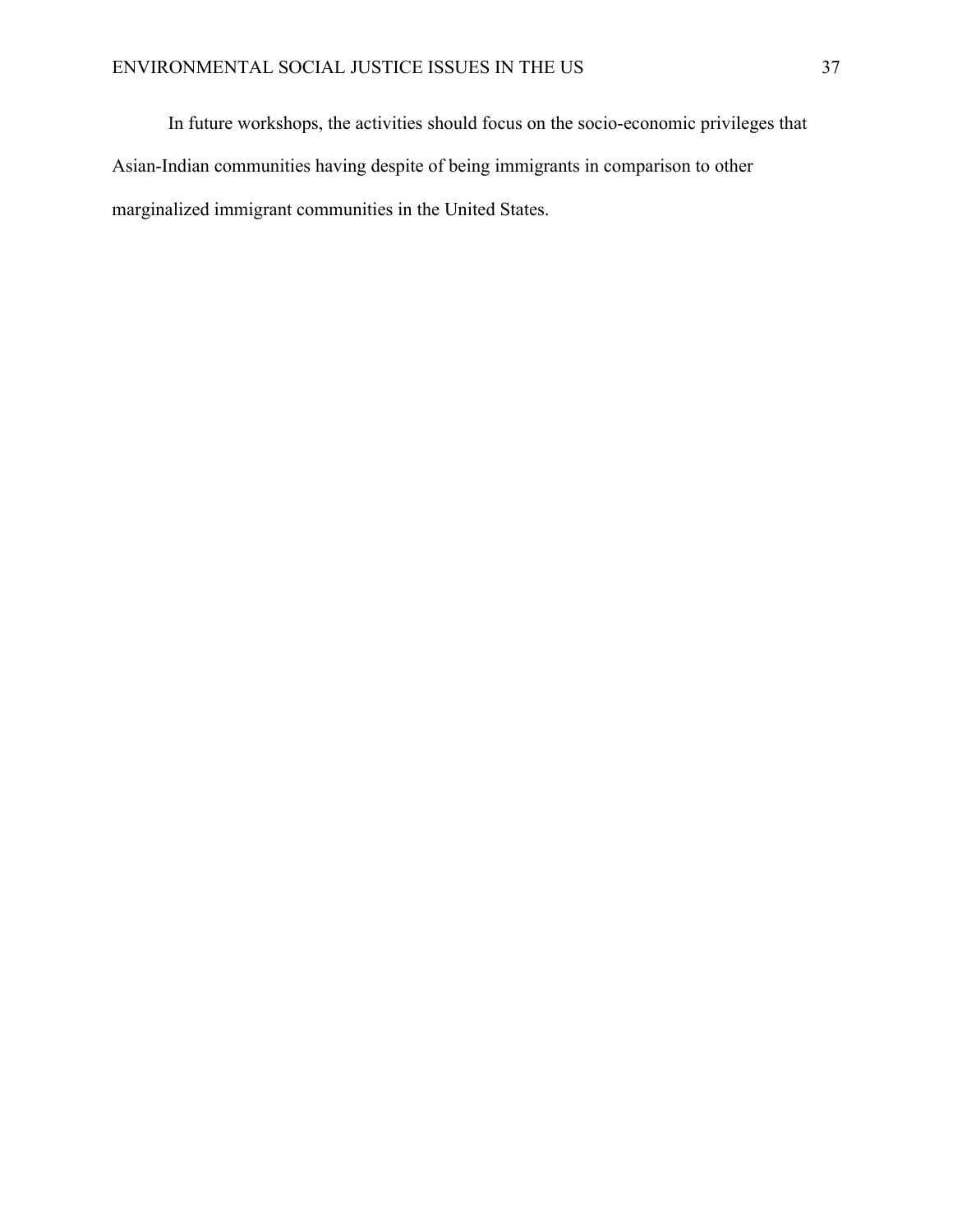In future workshops, the activities should focus on the socio-economic privileges that Asian-Indian communities having despite of being immigrants in comparison to other marginalized immigrant communities in the United States.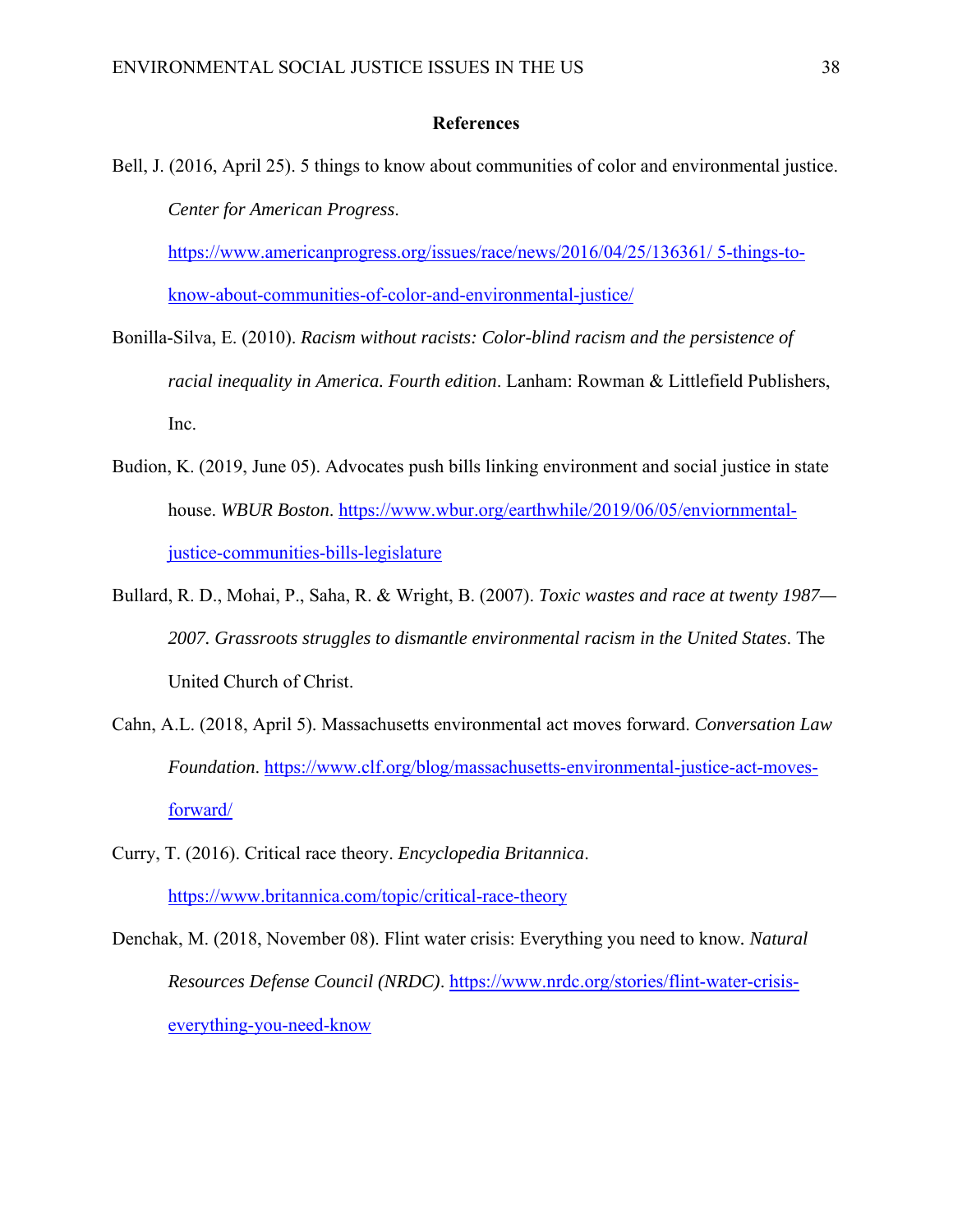# References

Bell, J. (2016, April 25). 5 things to know about communities of color and environmental justice. *Center for American Progress*. https://www.americanprogress.org/issues/race/news/2016/04/25/136361/ 5-things-to-know-about-communities-of-color-and-environmental-justice/

Bonilla-Silva, E. (2010). *Racism without racists: Color-blind racism and the persistence of racial inequality in America. Fourth edition*. Lanham: Rowman & Littlefield Publishers, Inc.

Budion, K. (2019, June 05). Advocates push bills linking environment and social justice in state house. *WBUR Boston*. https://www.wbur.org/earthwhile/2019/06/05/enviornmental-justice-communities-bills-legislature

Bullard, R. D., Mohai, P., Saha, R. & Wright, B. (2007). *Toxic wastes and race at twenty 1987—2007. Grassroots struggles to dismantle environmental racism in the United States*. The United Church of Christ.

Cahn, A.L. (2018, April 5). Massachusetts environmental act moves forward. *Conversation Law Foundation*. https://www.clf.org/blog/massachusetts-environmental-justice-act-moves-forward/

Curry, T. (2016). Critical race theory. *Encyclopedia Britannica*. https://www.britannica.com/topic/critical-race-theory

Denchak, M. (2018, November 08). Flint water crisis: Everything you need to know. *Natural Resources Defense Council (NRDC)*. https://www.nrdc.org/stories/flint-water-crisis-everything-you-need-know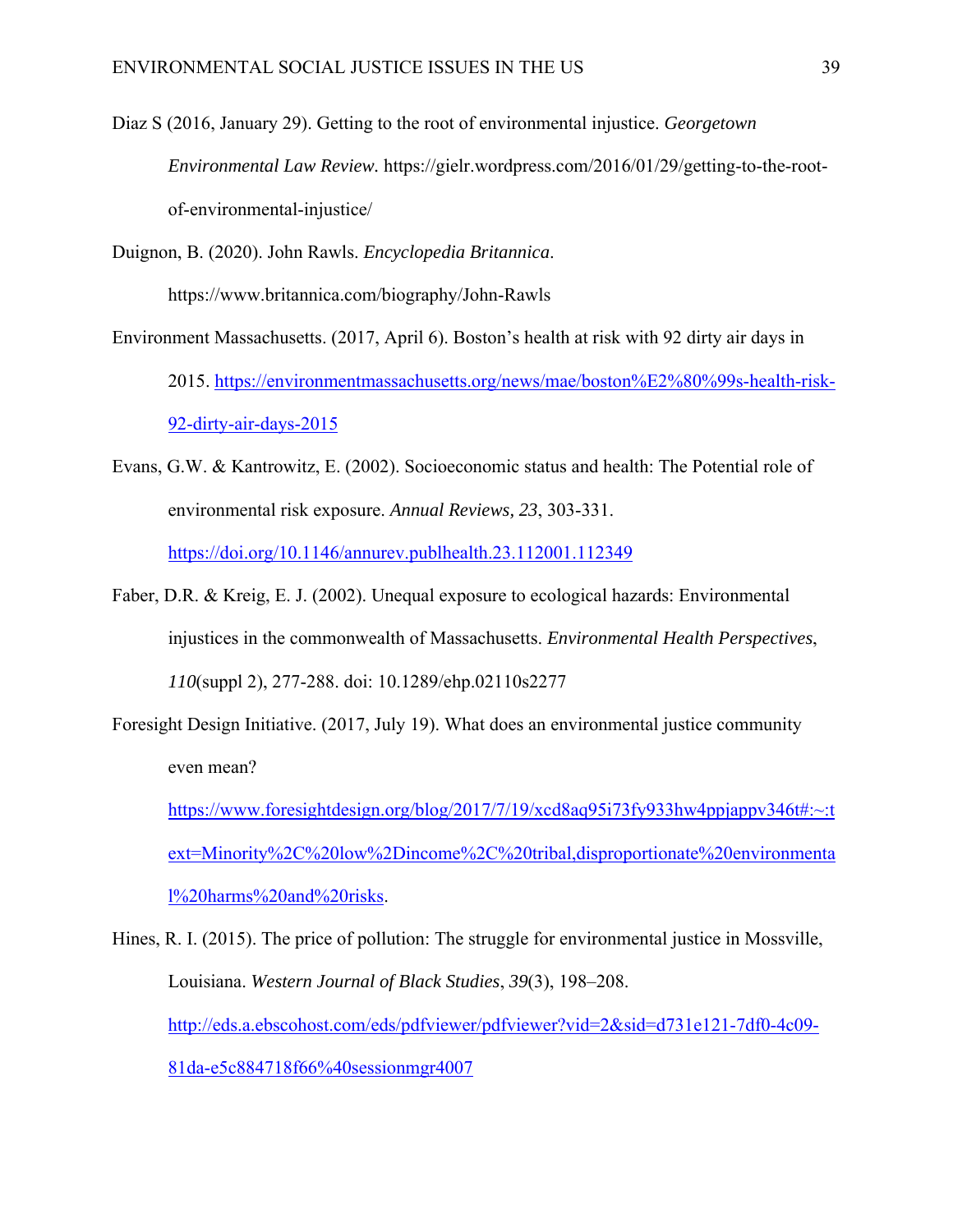Diaz S (2016, January 29). Getting to the root of environmental injustice. *Georgetown Environmental Law Review*. https://gielr.wordpress.com/2016/01/29/getting-to-the-root-of-environmental-injustice/

Duignon, B. (2020). John Rawls. *Encyclopedia Britannica*. https://www.britannica.com/biography/John-Rawls

Environment Massachusetts. (2017, April 6). Boston's health at risk with 92 dirty air days in 2015. https://environmentmassachusetts.org/news/mae/boston%E2%80%99s-health-risk-92-dirty-air-days-2015

Evans, G.W. & Kantrowitz, E. (2002). Socioeconomic status and health: The Potential role of environmental risk exposure. *Annual Reviews, 23*, 303-331. https://doi.org/10.1146/annurev.publhealth.23.112001.112349

Faber, D.R. & Kreig, E. J. (2002). Unequal exposure to ecological hazards: Environmental injustices in the commonwealth of Massachusetts. *Environmental Health Perspectives*, *110*(suppl 2), 277-288. doi: 10.1289/ehp.02110s2277

Foresight Design Initiative. (2017, July 19). What does an environmental justice community even mean? https://www.foresightdesign.org/blog/2017/7/19/xcd8aq95i73fy933hw4ppjappv346t#:~:text=Minority%2C%20low%2Dincome%2C%20tribal,disproportionate%20environmental%20harms%20and%20risks.

Hines, R. I. (2015). The price of pollution: The struggle for environmental justice in Mossville, Louisiana. *Western Journal of Black Studies*, *39*(3), 198–208. http://eds.a.ebscohost.com/eds/pdfviewer/pdfviewer?vid=2&sid=d731e121-7df0-4c09-81da-e5c884718f66%40sessionmgr4007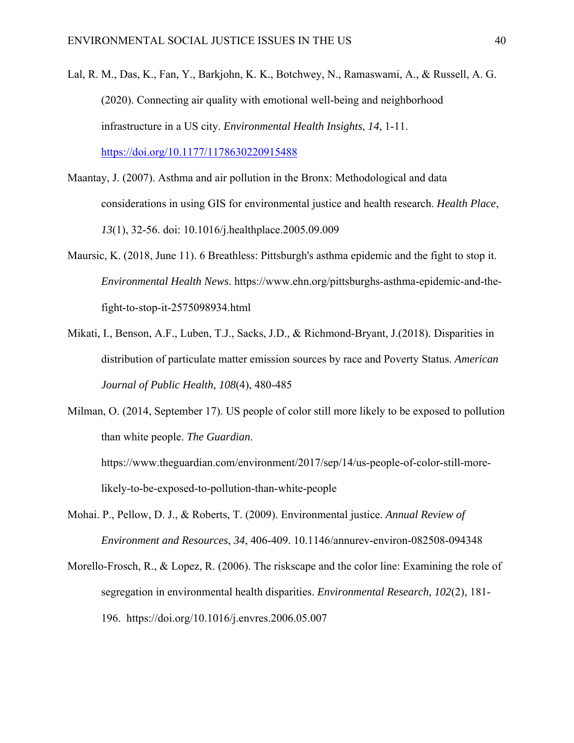Lal, R. M., Das, K., Fan, Y., Barkjohn, K. K., Botchwey, N., Ramaswami, A., & Russell, A. G. (2020). Connecting air quality with emotional well-being and neighborhood infrastructure in a US city. *Environmental Health Insights*, *14*, 1-11. https://doi.org/10.1177/1178630220915488

Maantay, J. (2007). Asthma and air pollution in the Bronx: Methodological and data considerations in using GIS for environmental justice and health research. *Health Place*, *13*(1), 32-56. doi: 10.1016/j.healthplace.2005.09.009

Maursic, K. (2018, June 11). 6 Breathless: Pittsburgh's asthma epidemic and the fight to stop it. *Environmental Health News*. https://www.ehn.org/pittsburghs-asthma-epidemic-and-the-fight-to-stop-it-2575098934.html

Mikati, I., Benson, A.F., Luben, T.J., Sacks, J.D., & Richmond-Bryant, J.(2018). Disparities in distribution of particulate matter emission sources by race and Poverty Status. *American Journal of Public Health, 108*(4), 480-485

Milman, O. (2014, September 17). US people of color still more likely to be exposed to pollution than white people. *The Guardian*. https://www.theguardian.com/environment/2017/sep/14/us-people-of-color-still-more-likely-to-be-exposed-to-pollution-than-white-people

Mohai. P., Pellow, D. J., & Roberts, T. (2009). Environmental justice. *Annual Review of Environment and Resources*, *34*, 406-409. 10.1146/annurev-environ-082508-094348

Morello-Frosch, R., & Lopez, R. (2006). The riskscape and the color line: Examining the role of segregation in environmental health disparities. *Environmental Research, 102*(2), 181-196. https://doi.org/10.1016/j.envres.2006.05.007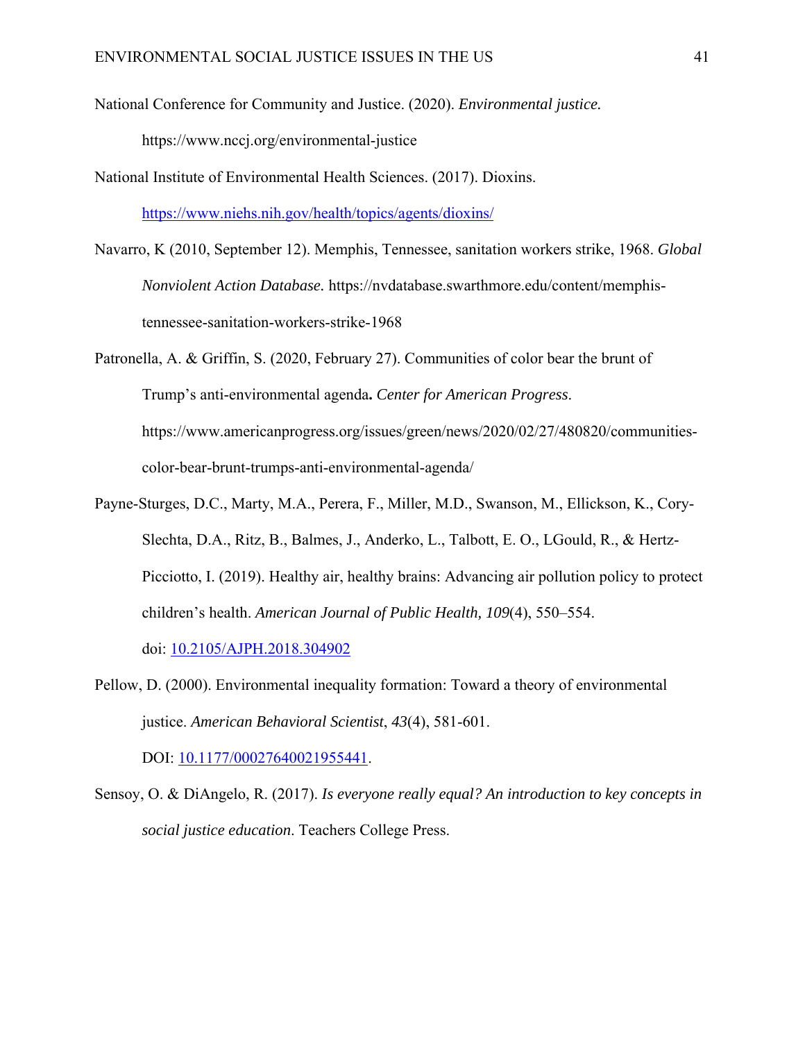National Conference for Community and Justice. (2020). *Environmental justice.* https://www.nccj.org/environmental-justice

National Institute of Environmental Health Sciences. (2017). Dioxins. https://www.niehs.nih.gov/health/topics/agents/dioxins/

Navarro, K (2010, September 12). Memphis, Tennessee, sanitation workers strike, 1968. *Global Nonviolent Action Database.* https://nvdatabase.swarthmore.edu/content/memphis-tennessee-sanitation-workers-strike-1968

Patronella, A. & Griffin, S. (2020, February 27). Communities of color bear the brunt of Trump's anti-environmental agenda**.** *Center for American Progress*. https://www.americanprogress.org/issues/green/news/2020/02/27/480820/communities-color-bear-brunt-trumps-anti-environmental-agenda/

Payne-Sturges, D.C., Marty, M.A., Perera, F., Miller, M.D., Swanson, M., Ellickson, K., Cory-Slechta, D.A., Ritz, B., Balmes, J., Anderko, L., Talbott, E. O., LGould, R., & Hertz-Picciotto, I. (2019). Healthy air, healthy brains: Advancing air pollution policy to protect children's health. *American Journal of Public Health, 109*(4), 550–554. doi: 10.2105/AJPH.2018.304902

Pellow, D. (2000). Environmental inequality formation: Toward a theory of environmental justice. *American Behavioral Scientist*, *43*(4), 581-601. DOI: 10.1177/00027640021955441.

Sensoy, O. & DiAngelo, R. (2017). *Is everyone really equal? An introduction to key concepts in social justice education*. Teachers College Press.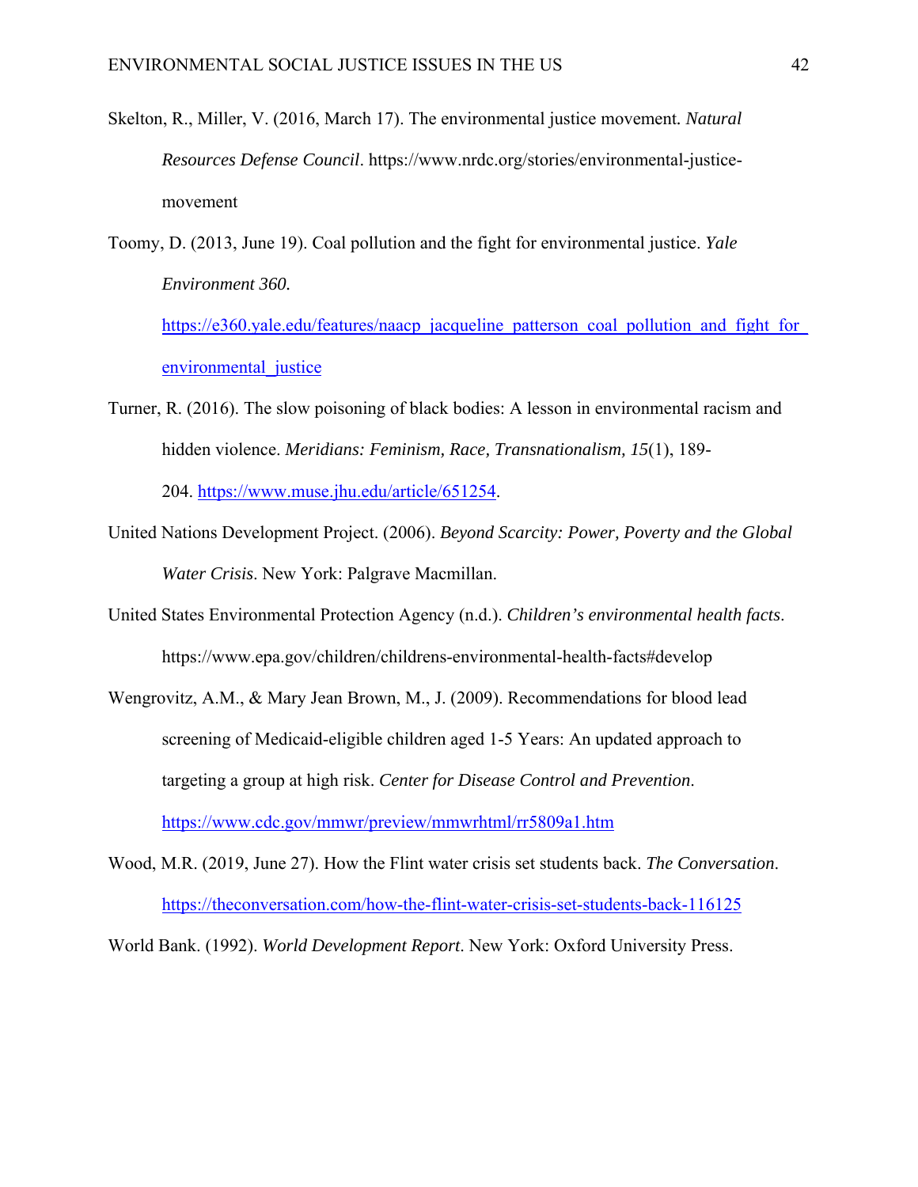Skelton, R., Miller, V. (2016, March 17). The environmental justice movement. *Natural Resources Defense Council*. https://www.nrdc.org/stories/environmental-justice-movement

Toomy, D. (2013, June 19). Coal pollution and the fight for environmental justice. *Yale Environment 360.* https://e360.yale.edu/features/naacp_jacqueline_patterson_coal_pollution_and_fight_for_environmental_justice

Turner, R. (2016). The slow poisoning of black bodies: A lesson in environmental racism and hidden violence. *Meridians: Feminism, Race, Transnationalism, 15*(1), 189-204. https://www.muse.jhu.edu/article/651254.

United Nations Development Project. (2006). *Beyond Scarcity: Power, Poverty and the Global Water Crisis*. New York: Palgrave Macmillan.

United States Environmental Protection Agency (n.d.). *Children's environmental health facts*. https://www.epa.gov/children/childrens-environmental-health-facts#develop

Wengrovitz, A.M., & Mary Jean Brown, M., J. (2009). Recommendations for blood lead screening of Medicaid-eligible children aged 1-5 Years: An updated approach to targeting a group at high risk. *Center for Disease Control and Prevention*. https://www.cdc.gov/mmwr/preview/mmwrhtml/rr5809a1.htm

Wood, M.R. (2019, June 27). How the Flint water crisis set students back. *The Conversation*. https://theconversation.com/how-the-flint-water-crisis-set-students-back-116125

World Bank. (1992). *World Development Report*. New York: Oxford University Press.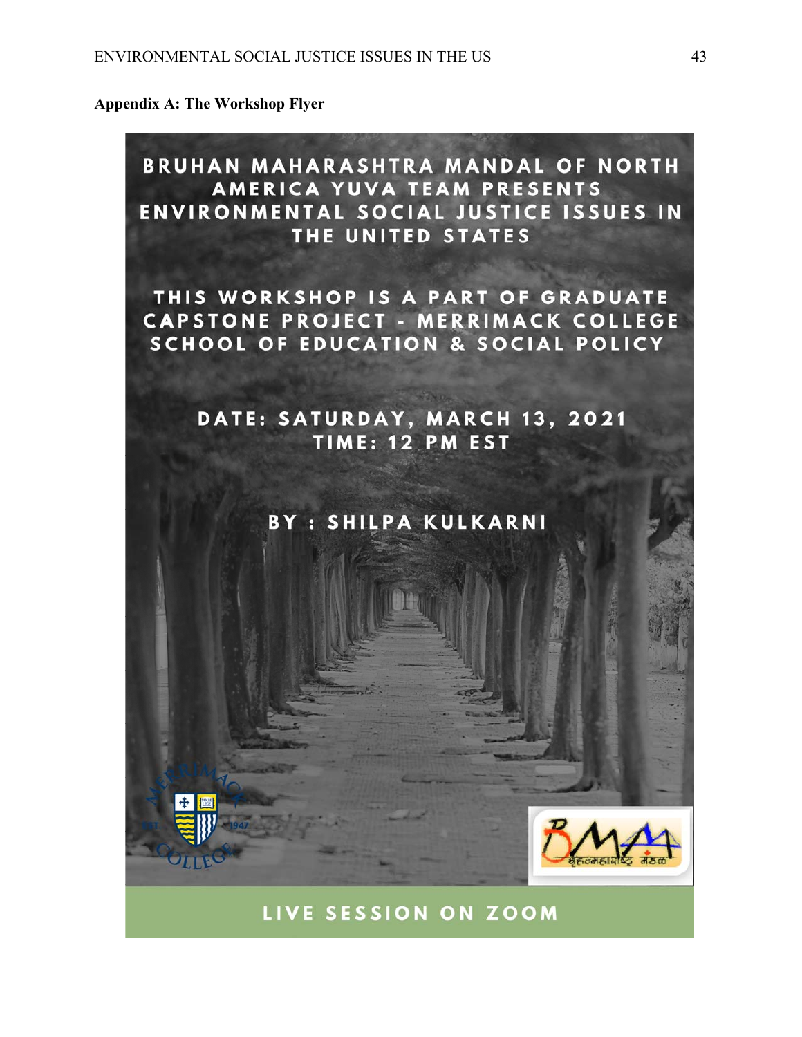**Appendix A: The Workshop Flyer**

BRUHAN MAHARASHTRA MANDAL OF NORTH AMERICA YUVA TEAM PRESENTS ENVIRONMENTAL SOCIAL JUSTICE ISSUES IN THE UNITED STATES

THIS WORKSHOP IS A PART OF GRADUATE CAPSTONE PROJECT - MERRIMACK COLLEGE SCHOOL OF EDUCATION & SOCIAL POLICY

DATE: SATURDAY, MARCH 13, 2021
TIME: 12 PM EST

BY : SHILPA KULKARNI

LIVE SESSION ON ZOOM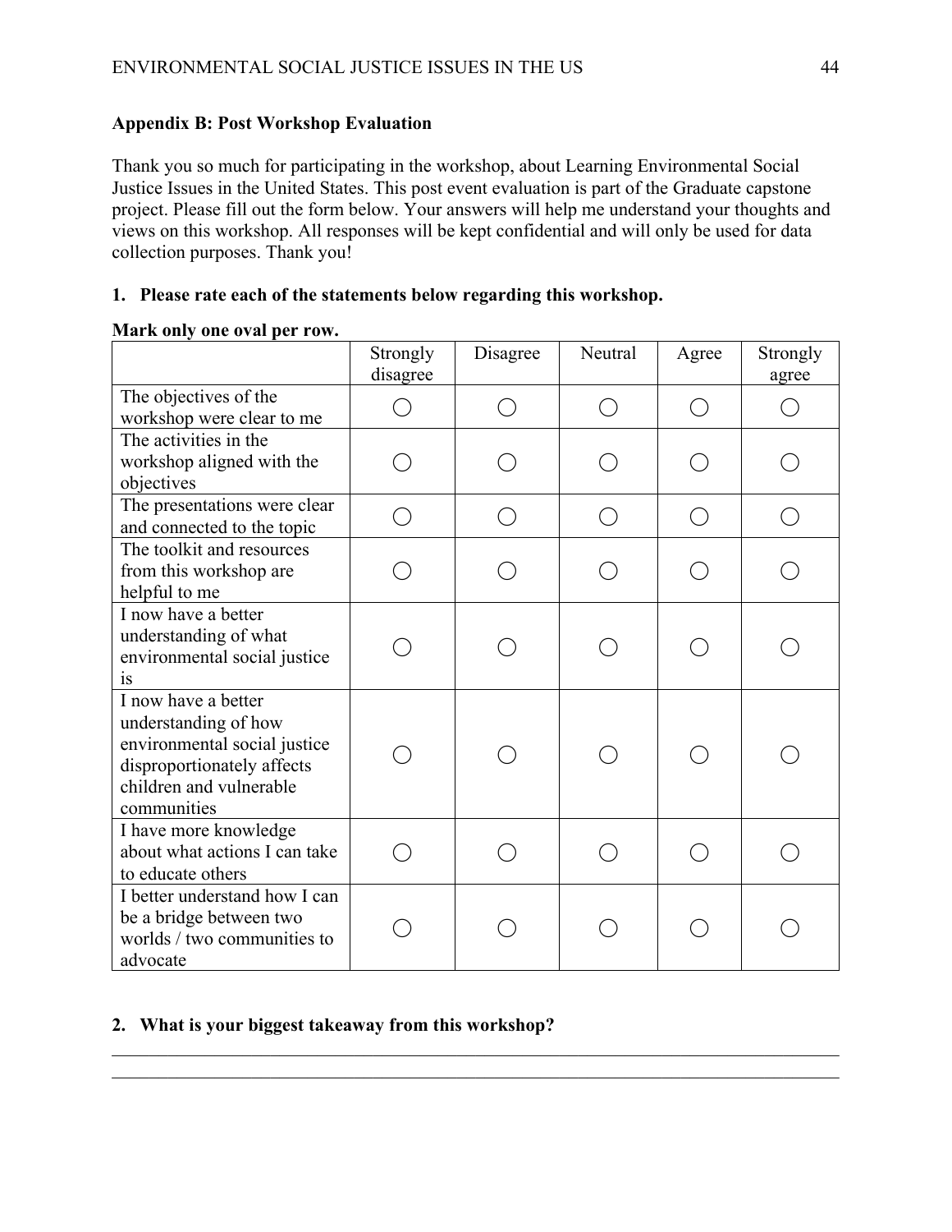## Appendix B: Post Workshop Evaluation

Thank you so much for participating in the workshop, about Learning Environmental Social Justice Issues in the United States. This post event evaluation is part of the Graduate capstone project. Please fill out the form below. Your answers will help me understand your thoughts and views on this workshop. All responses will be kept confidential and will only be used for data collection purposes. Thank you!

**1. Please rate each of the statements below regarding this workshop.**

**Mark only one oval per row.**

| | Strongly disagree | Disagree | Neutral | Agree | Strongly agree |
|---|---|---|---|---|---|
| The objectives of the workshop were clear to me | ◯ | ◯ | ◯ | ◯ | ◯ |
| The activities in the workshop aligned with the objectives | ◯ | ◯ | ◯ | ◯ | ◯ |
| The presentations were clear and connected to the topic | ◯ | ◯ | ◯ | ◯ | ◯ |
| The toolkit and resources from this workshop are helpful to me | ◯ | ◯ | ◯ | ◯ | ◯ |
| I now have a better understanding of what environmental social justice is | ◯ | ◯ | ◯ | ◯ | ◯ |
| I now have a better understanding of how environmental social justice disproportionately affects children and vulnerable communities | ◯ | ◯ | ◯ | ◯ | ◯ |
| I have more knowledge about what actions I can take to educate others | ◯ | ◯ | ◯ | ◯ | ◯ |
| I better understand how I can be a bridge between two worlds / two communities to advocate | ◯ | ◯ | ◯ | ◯ | ◯ |

**2. What is your biggest takeaway from this workshop?**

\_\_\_\_\_\_\_\_\_\_\_\_\_\_\_\_\_\_\_\_\_\_\_\_\_\_\_\_\_\_\_\_\_\_\_\_\_\_\_\_\_\_\_\_\_\_\_\_\_\_\_\_\_\_\_\_\_\_\_\_\_\_\_\_\_\_\_\_\_\_\_\_\_\_\_\_

\_\_\_\_\_\_\_\_\_\_\_\_\_\_\_\_\_\_\_\_\_\_\_\_\_\_\_\_\_\_\_\_\_\_\_\_\_\_\_\_\_\_\_\_\_\_\_\_\_\_\_\_\_\_\_\_\_\_\_\_\_\_\_\_\_\_\_\_\_\_\_\_\_\_\_\_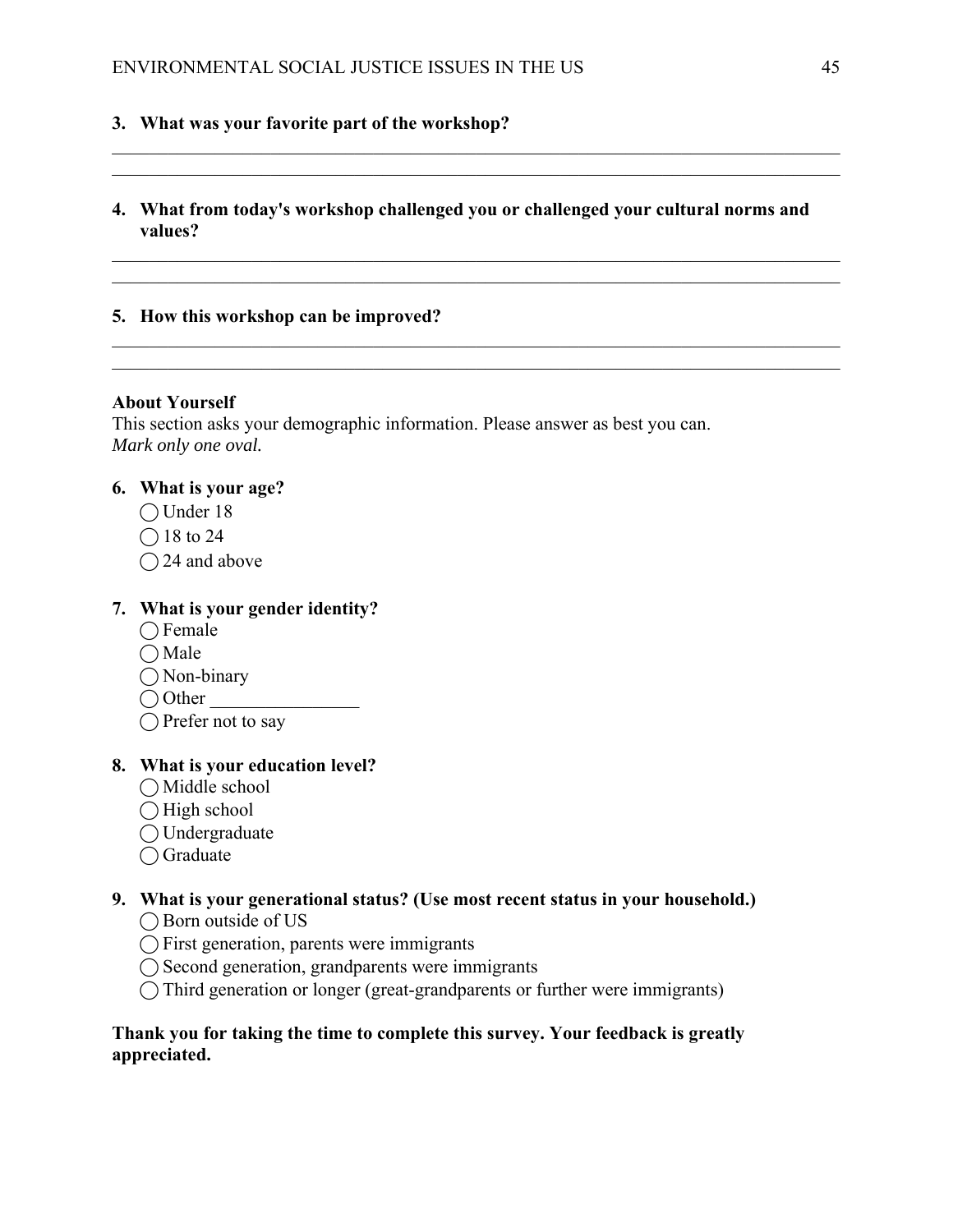**3. What was your favorite part of the workshop?**

\_\_\_\_\_\_\_\_\_\_\_\_\_\_\_\_\_\_\_\_\_\_\_\_\_\_\_\_\_\_\_\_\_\_\_\_\_\_\_\_\_\_\_\_\_\_\_\_\_\_\_\_\_\_\_\_\_\_\_\_\_\_\_\_\_\_\_\_\_\_\_\_

\_\_\_\_\_\_\_\_\_\_\_\_\_\_\_\_\_\_\_\_\_\_\_\_\_\_\_\_\_\_\_\_\_\_\_\_\_\_\_\_\_\_\_\_\_\_\_\_\_\_\_\_\_\_\_\_\_\_\_\_\_\_\_\_\_\_\_\_\_\_\_\_

**4. What from today's workshop challenged you or challenged your cultural norms and values?**

\_\_\_\_\_\_\_\_\_\_\_\_\_\_\_\_\_\_\_\_\_\_\_\_\_\_\_\_\_\_\_\_\_\_\_\_\_\_\_\_\_\_\_\_\_\_\_\_\_\_\_\_\_\_\_\_\_\_\_\_\_\_\_\_\_\_\_\_\_\_\_\_

\_\_\_\_\_\_\_\_\_\_\_\_\_\_\_\_\_\_\_\_\_\_\_\_\_\_\_\_\_\_\_\_\_\_\_\_\_\_\_\_\_\_\_\_\_\_\_\_\_\_\_\_\_\_\_\_\_\_\_\_\_\_\_\_\_\_\_\_\_\_\_\_

**5. How this workshop can be improved?**

\_\_\_\_\_\_\_\_\_\_\_\_\_\_\_\_\_\_\_\_\_\_\_\_\_\_\_\_\_\_\_\_\_\_\_\_\_\_\_\_\_\_\_\_\_\_\_\_\_\_\_\_\_\_\_\_\_\_\_\_\_\_\_\_\_\_\_\_\_\_\_\_

\_\_\_\_\_\_\_\_\_\_\_\_\_\_\_\_\_\_\_\_\_\_\_\_\_\_\_\_\_\_\_\_\_\_\_\_\_\_\_\_\_\_\_\_\_\_\_\_\_\_\_\_\_\_\_\_\_\_\_\_\_\_\_\_\_\_\_\_\_\_\_\_

**About Yourself**

This section asks your demographic information. Please answer as best you can.
*Mark only one oval.*

**6. What is your age?**

◯ Under 18
◯ 18 to 24
◯ 24 and above

**7. What is your gender identity?**

◯ Female
◯ Male
◯ Non-binary
◯ Other \_\_\_\_\_\_\_\_\_\_\_\_\_\_\_\_
◯ Prefer not to say

**8. What is your education level?**

◯ Middle school
◯ High school
◯ Undergraduate
◯ Graduate

**9. What is your generational status? (Use most recent status in your household.)**

◯ Born outside of US
◯ First generation, parents were immigrants
◯ Second generation, grandparents were immigrants
◯ Third generation or longer (great-grandparents or further were immigrants)

**Thank you for taking the time to complete this survey. Your feedback is greatly appreciated.**